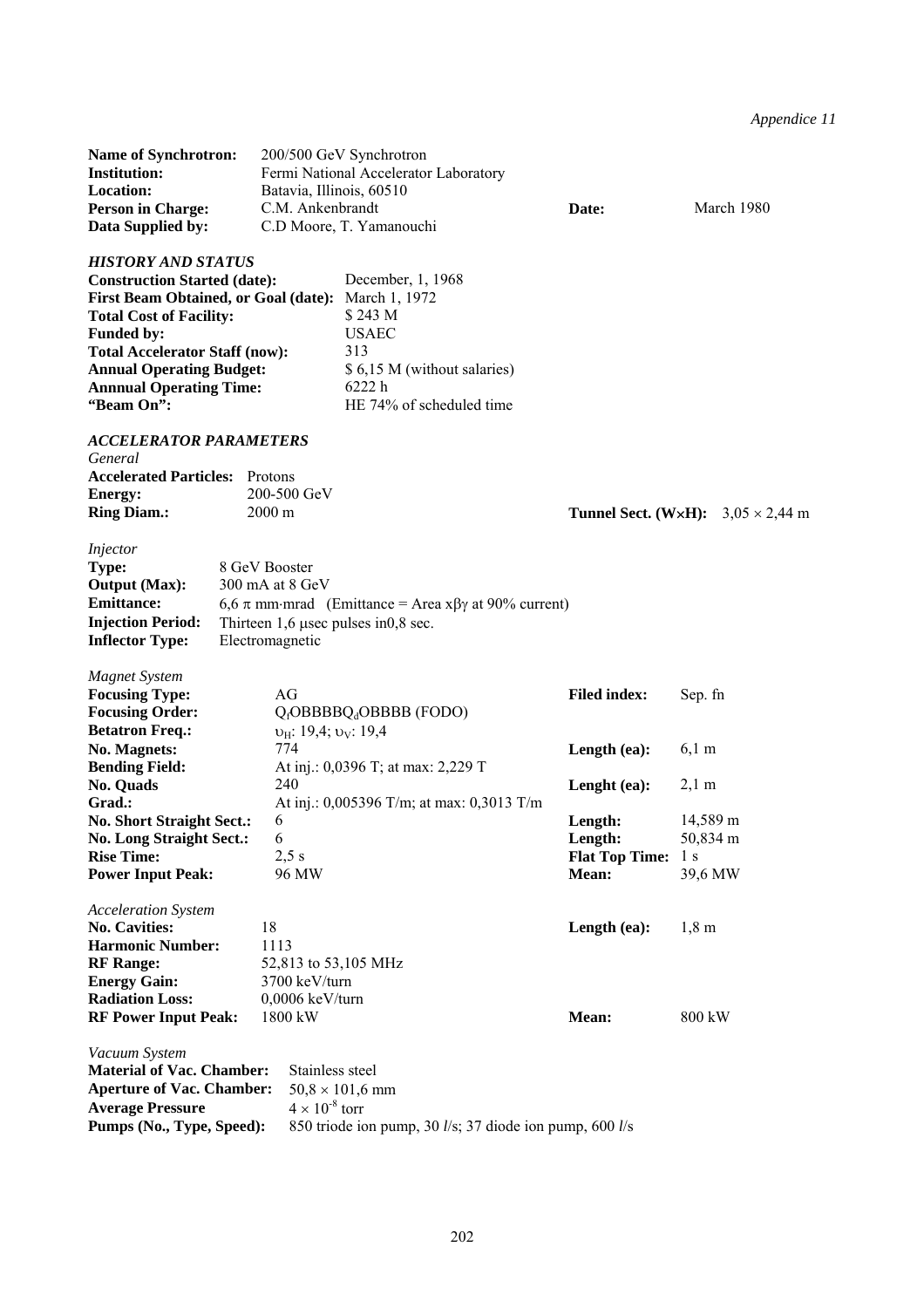*Appendice 11*

**Name of Synchrotron:** 200/500 GeV Synchrotron
**Institution:** Fermi National Accelerator Laboratory
**Location:** Batavia, Illinois, 60510
**Person in Charge:** C.M. Ankenbrandt **Date:** March 1980
**Data Supplied by:** C.D Moore, T. Yamanouchi

### *HISTORY AND STATUS*

**Construction Started (date):** December, 1, 1968
**First Beam Obtained, or Goal (date):** March 1, 1972
**Total Cost of Facility:** \$ 243 M
**Funded by:** USAEC
**Total Accelerator Staff (now):** 313
**Annual Operating Budget:** \$ 6,15 M (without salaries)
**Annnual Operating Time:** 6222 h
**"Beam On":** HE 74% of scheduled time

### *ACCELERATOR PARAMETERS*

*General*

**Accelerated Particles:** Protons
**Energy:** 200-500 GeV
**Ring Diam.:** 2000 m **Tunnel Sect. (W×H):** 3,05 × 2,44 m

*Injector*

**Type:** 8 GeV Booster
**Output (Max):** 300 mA at 8 GeV
**Emittance:** 6,6 π mm·mrad (Emittance = Area xβγ at 90% current)
**Injection Period:** Thirteen 1,6 μsec pulses in0,8 sec.
**Inflector Type:** Electromagnetic

*Magnet System*

**Focusing Type:** AG **Filed index:** Sep. fn
**Focusing Order:** $Q_f$OBBBBQ$_d$OBBBB (FODO)
**Betatron Freq.:** $\upsilon_H$: 19,4; $\upsilon_V$: 19,4
**No. Magnets:** 774 **Length (ea):** 6,1 m
**Bending Field:** At inj.: 0,0396 T; at max: 2,229 T
**No. Quads** 240 **Lenght (ea):** 2,1 m
**Grad.:** At inj.: 0,005396 T/m; at max: 0,3013 T/m
**No. Short Straight Sect.:** 6 **Length:** 14,589 m
**No. Long Straight Sect.:** 6 **Length:** 50,834 m
**Rise Time:** 2,5 s **Flat Top Time:** 1 s
**Power Input Peak:** 96 MW **Mean:** 39,6 MW

*Acceleration System*

**No. Cavities:** 18 **Length (ea):** 1,8 m
**Harmonic Number:** 1113
**RF Range:** 52,813 to 53,105 MHz
**Energy Gain:** 3700 keV/turn
**Radiation Loss:** 0,0006 keV/turn
**RF Power Input Peak:** 1800 kW **Mean:** 800 kW

*Vacuum System*

**Material of Vac. Chamber:** Stainless steel
**Aperture of Vac. Chamber:** 50,8 × 101,6 mm
**Average Pressure** $4 \times 10^{-8}$ torr
**Pumps (No., Type, Speed):** 850 triode ion pump, 30 *l*/s; 37 diode ion pump, 600 *l*/s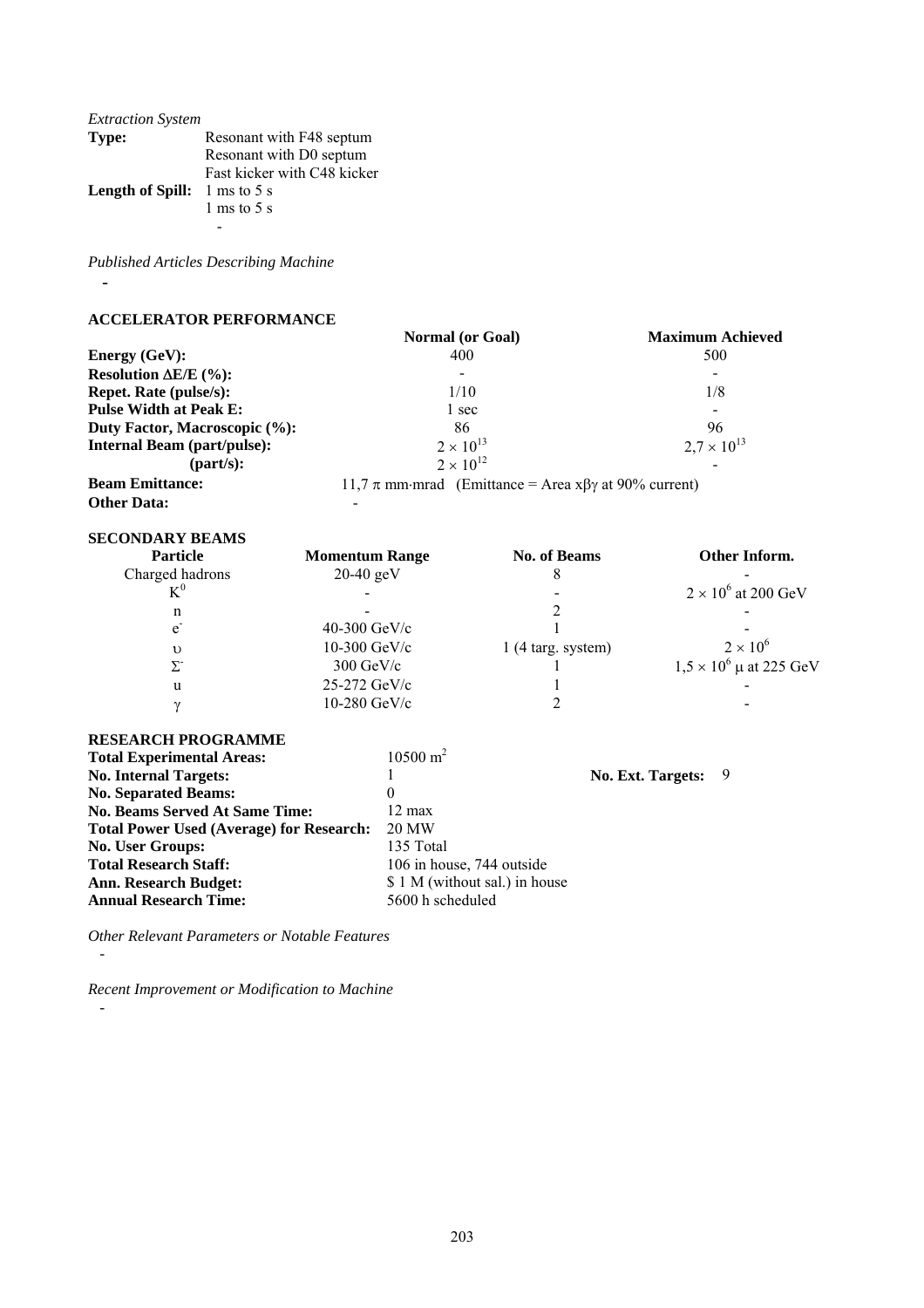*Extraction System*

| | |
|---|---|
| **Type:** | Resonant with F48 septum |
| | Resonant with D0 septum |
| | Fast kicker with C48 kicker |
| **Length of Spill:** | 1 ms to 5 s |
| | 1 ms to 5 s |
| | - |

*Published Articles Describing Machine*

-

**ACCELERATOR PERFORMANCE**

| | Normal (or Goal) | Maximum Achieved |
|---|---|---|
| **Energy (GeV):** | 400 | 500 |
| **Resolution ΔE/E (%):** | - | - |
| **Repet. Rate (pulse/s):** | 1/10 | 1/8 |
| **Pulse Width at Peak E:** | 1 sec | - |
| **Duty Factor, Macroscopic (%):** | 86 | 96 |
| **Internal Beam (part/pulse):** | $2 \times 10^{13}$ | $2{,}7 \times 10^{13}$ |
| **(part/s):** | $2 \times 10^{12}$ | - |
| **Beam Emittance:** | 11,7 $\pi$ mm·mrad (Emittance = Area x$\beta\gamma$ at 90% current) | |
| **Other Data:** | - | |

**SECONDARY BEAMS**

| Particle | Momentum Range | No. of Beams | Other Inform. |
|---|---|---|---|
| Charged hadrons | 20-40 geV | 8 | - |
| $K^0$ | - | - | $2 \times 10^6$ at 200 GeV |
| n | - | 2 | - |
| $e^-$ | 40-300 GeV/c | 1 | - |
| $\upsilon$ | 10-300 GeV/c | 1 (4 targ. system) | $2 \times 10^6$ |
| $\Sigma^-$ | 300 GeV/c | 1 | $1{,}5 \times 10^6$ $\mu$ at 225 GeV |
| u | 25-272 GeV/c | 1 | - |
| $\gamma$ | 10-280 GeV/c | 2 | - |

**RESEARCH PROGRAMME**

| | | | |
|---|---|---|---|
| **Total Experimental Areas:** | 10500 m$^2$ | | |
| **No. Internal Targets:** | 1 | **No. Ext. Targets:** | 9 |
| **No. Separated Beams:** | 0 | | |
| **No. Beams Served At Same Time:** | 12 max | | |
| **Total Power Used (Average) for Research:** | 20 MW | | |
| **No. User Groups:** | 135 Total | | |
| **Total Research Staff:** | 106 in house, 744 outside | | |
| **Ann. Research Budget:** | $ 1 M (without sal.) in house | | |
| **Annual Research Time:** | 5600 h scheduled | | |

*Other Relevant Parameters or Notable Features*

-

*Recent Improvement or Modification to Machine*

-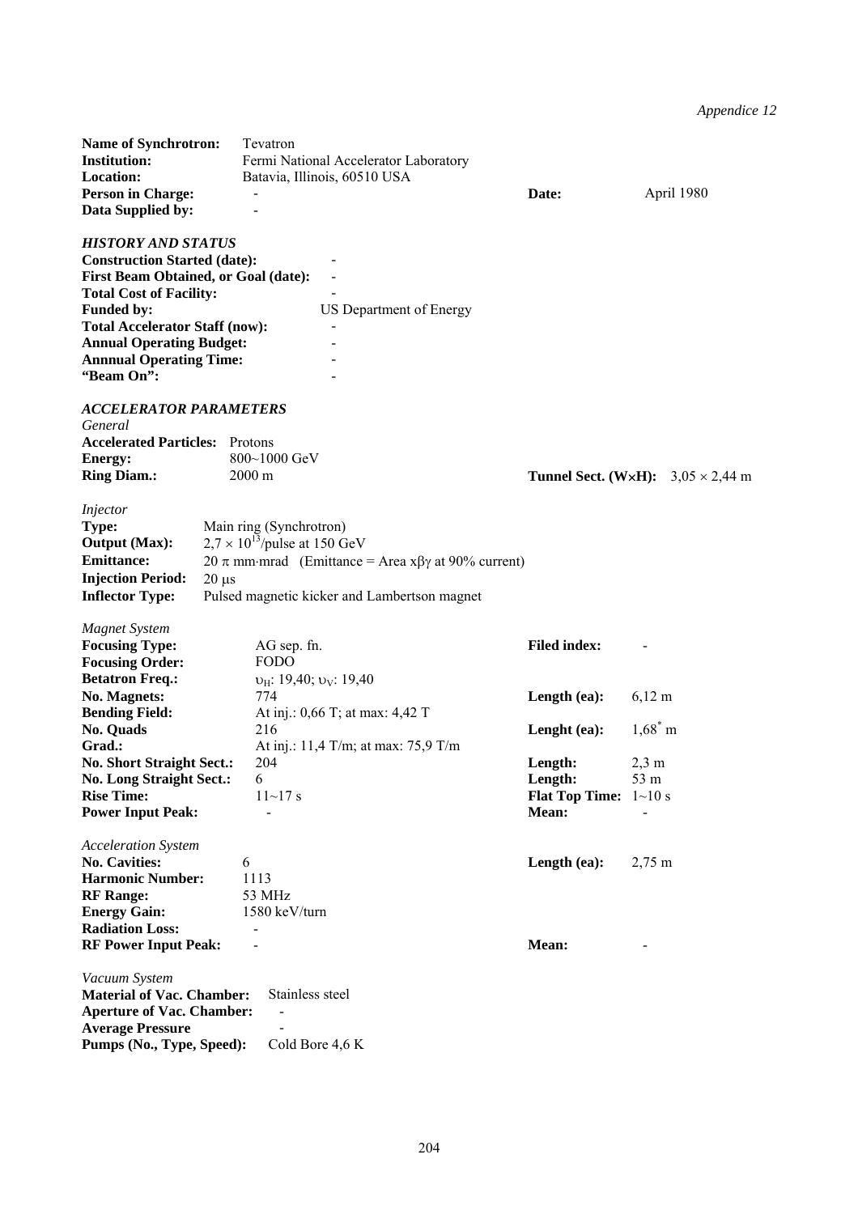*Appendice 12*

| | | | |
|---|---|---|---|
| **Name of Synchrotron:** | Tevatron | | |
| **Institution:** | Fermi National Accelerator Laboratory | | |
| **Location:** | Batavia, Illinois, 60510 USA | | |
| **Person in Charge:** | - | **Date:** | April 1980 |
| **Data Supplied by:** | - | | |

### *HISTORY AND STATUS*

| | |
|---|---|
| **Construction Started (date):** | - |
| **First Beam Obtained, or Goal (date):** | - |
| **Total Cost of Facility:** | - |
| **Funded by:** | US Department of Energy |
| **Total Accelerator Staff (now):** | - |
| **Annual Operating Budget:** | - |
| **Annnual Operating Time:** | - |
| **"Beam On":** | - |

### *ACCELERATOR PARAMETERS*

*General*

| | | | |
|---|---|---|---|
| **Accelerated Particles:** | Protons | | |
| **Energy:** | 800~1000 GeV | | |
| **Ring Diam.:** | 2000 m | **Tunnel Sect. (W×H):** | 3,05 × 2,44 m |

*Injector*

| | |
|---|---|
| **Type:** | Main ring (Synchrotron) |
| **Output (Max):** | $2,7 \times 10^{13}$/pulse at 150 GeV |
| **Emittance:** | 20 $\pi$ mm·mrad (Emittance = Area x$\beta\gamma$ at 90% current) |
| **Injection Period:** | 20 μs |
| **Inflector Type:** | Pulsed magnetic kicker and Lambertson magnet |

*Magnet System*

| | | | |
|---|---|---|---|
| **Focusing Type:** | AG sep. fn. | **Filed index:** | - |
| **Focusing Order:** | FODO | | |
| **Betatron Freq.:** | $\upsilon_H$: 19,40; $\upsilon_V$: 19,40 | | |
| **No. Magnets:** | 774 | **Length (ea):** | 6,12 m |
| **Bending Field:** | At inj.: 0,66 T; at max: 4,42 T | | |
| **No. Quads** | 216 | **Lenght (ea):** | 1,68* m |
| **Grad.:** | At inj.: 11,4 T/m; at max: 75,9 T/m | | |
| **No. Short Straight Sect.:** | 204 | **Length:** | 2,3 m |
| **No. Long Straight Sect.:** | 6 | **Length:** | 53 m |
| **Rise Time:** | 11~17 s | **Flat Top Time:** | 1~10 s |
| **Power Input Peak:** | - | **Mean:** | - |

*Acceleration System*

| | | | |
|---|---|---|---|
| **No. Cavities:** | 6 | **Length (ea):** | 2,75 m |
| **Harmonic Number:** | 1113 | | |
| **RF Range:** | 53 MHz | | |
| **Energy Gain:** | 1580 keV/turn | | |
| **Radiation Loss:** | - | | |
| **RF Power Input Peak:** | - | **Mean:** | - |

*Vacuum System*

| | |
|---|---|
| **Material of Vac. Chamber:** | Stainless steel |
| **Aperture of Vac. Chamber:** | - |
| **Average Pressure** | - |
| **Pumps (No., Type, Speed):** | Cold Bore 4,6 K |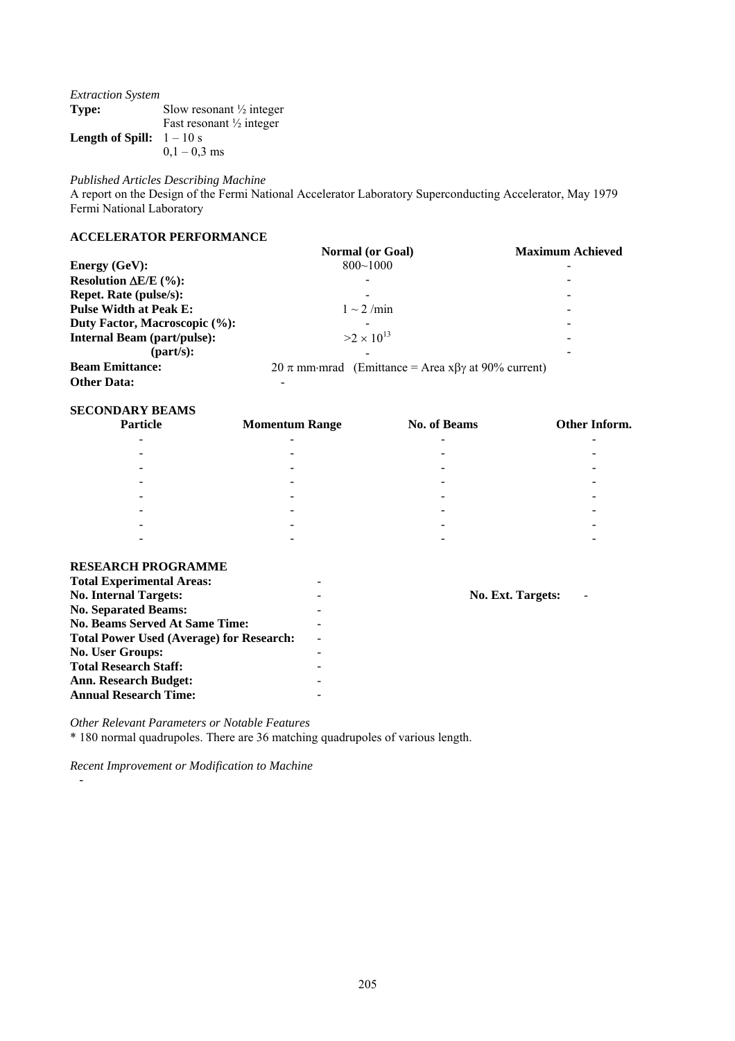*Extraction System*

| | |
|---|---|
| **Type:** | Slow resonant ½ integer |
| | Fast resonant ½ integer |
| **Length of Spill:** | 1 – 10 s |
| | 0,1 – 0,3 ms |

*Published Articles Describing Machine*

A report on the Design of the Fermi National Accelerator Laboratory Superconducting Accelerator, May 1979 Fermi National Laboratory

**ACCELERATOR PERFORMANCE**

| | Normal (or Goal) | Maximum Achieved |
|---|---|---|
| **Energy (GeV):** | 800~1000 | - |
| **Resolution $\Delta E/E$ (%):** | - | - |
| **Repet. Rate (pulse/s):** | - | - |
| **Pulse Width at Peak E:** | 1 ~ 2 /min | - |
| **Duty Factor, Macroscopic (%):** | - | - |
| **Internal Beam (part/pulse):** | $>2 \times 10^{13}$ | - |
| **(part/s):** | - | - |
| **Beam Emittance:** | 20 $\pi$ mm·mrad (Emittance = Area x$\beta\gamma$ at 90% current) | |
| **Other Data:** | - | |

**SECONDARY BEAMS**

| Particle | Momentum Range | No. of Beams | Other Inform. |
|---|---|---|---|
| - | - | - | - |
| - | - | - | - |
| - | - | - | - |
| - | - | - | - |
| - | - | - | - |
| - | - | - | - |
| - | - | - | - |
| - | - | - | - |

**RESEARCH PROGRAMME**

| | | | |
|---|---|---|---|
| **Total Experimental Areas:** | - | | |
| **No. Internal Targets:** | - | **No. Ext. Targets:** | - |
| **No. Separated Beams:** | - | | |
| **No. Beams Served At Same Time:** | - | | |
| **Total Power Used (Average) for Research:** | - | | |
| **No. User Groups:** | - | | |
| **Total Research Staff:** | - | | |
| **Ann. Research Budget:** | - | | |
| **Annual Research Time:** | - | | |

*Other Relevant Parameters or Notable Features*

* 180 normal quadrupoles. There are 36 matching quadrupoles of various length.

*Recent Improvement or Modification to Machine*

-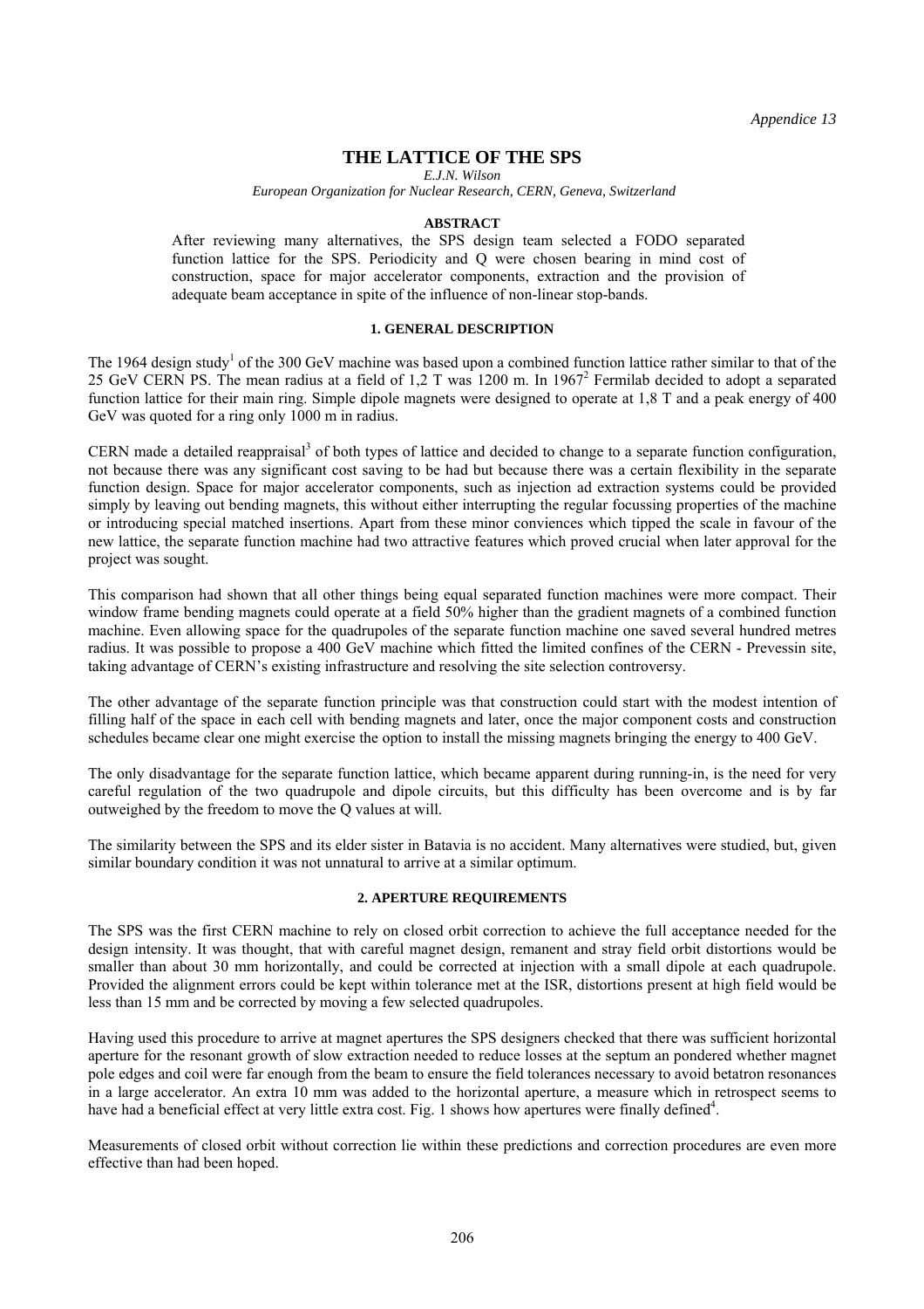*Appendice 13*

# THE LATTICE OF THE SPS

*E.J.N. Wilson*

*European Organization for Nuclear Research, CERN, Geneva, Switzerland*

### ABSTRACT

After reviewing many alternatives, the SPS design team selected a FODO separated function lattice for the SPS. Periodicity and Q were chosen bearing in mind cost of construction, space for major accelerator components, extraction and the provision of adequate beam acceptance in spite of the influence of non-linear stop-bands.

## 1. GENERAL DESCRIPTION

The 1964 design study[1] of the 300 GeV machine was based upon a combined function lattice rather similar to that of the 25 GeV CERN PS. The mean radius at a field of 1,2 T was 1200 m. In 1967[2] Fermilab decided to adopt a separated function lattice for their main ring. Simple dipole magnets were designed to operate at 1,8 T and a peak energy of 400 GeV was quoted for a ring only 1000 m in radius.

CERN made a detailed reappraisal[3] of both types of lattice and decided to change to a separate function configuration, not because there was any significant cost saving to be had but because there was a certain flexibility in the separate function design. Space for major accelerator components, such as injection ad extraction systems could be provided simply by leaving out bending magnets, this without either interrupting the regular focussing properties of the machine or introducing special matched insertions. Apart from these minor conviences which tipped the scale in favour of the new lattice, the separate function machine had two attractive features which proved crucial when later approval for the project was sought.

This comparison had shown that all other things being equal separated function machines were more compact. Their window frame bending magnets could operate at a field 50% higher than the gradient magnets of a combined function machine. Even allowing space for the quadrupoles of the separate function machine one saved several hundred metres radius. It was possible to propose a 400 GeV machine which fitted the limited confines of the CERN - Prevessin site, taking advantage of CERN's existing infrastructure and resolving the site selection controversy.

The other advantage of the separate function principle was that construction could start with the modest intention of filling half of the space in each cell with bending magnets and later, once the major component costs and construction schedules became clear one might exercise the option to install the missing magnets bringing the energy to 400 GeV.

The only disadvantage for the separate function lattice, which became apparent during running-in, is the need for very careful regulation of the two quadrupole and dipole circuits, but this difficulty has been overcome and is by far outweighed by the freedom to move the Q values at will.

The similarity between the SPS and its elder sister in Batavia is no accident. Many alternatives were studied, but, given similar boundary condition it was not unnatural to arrive at a similar optimum.

## 2. APERTURE REQUIREMENTS

The SPS was the first CERN machine to rely on closed orbit correction to achieve the full acceptance needed for the design intensity. It was thought, that with careful magnet design, remanent and stray field orbit distortions would be smaller than about 30 mm horizontally, and could be corrected at injection with a small dipole at each quadrupole. Provided the alignment errors could be kept within tolerance met at the ISR, distortions present at high field would be less than 15 mm and be corrected by moving a few selected quadrupoles.

Having used this procedure to arrive at magnet apertures the SPS designers checked that there was sufficient horizontal aperture for the resonant growth of slow extraction needed to reduce losses at the septum an pondered whether magnet pole edges and coil were far enough from the beam to ensure the field tolerances necessary to avoid betatron resonances in a large accelerator. An extra 10 mm was added to the horizontal aperture, a measure which in retrospect seems to have had a beneficial effect at very little extra cost. Fig. 1 shows how apertures were finally defined[4].

Measurements of closed orbit without correction lie within these predictions and correction procedures are even more effective than had been hoped.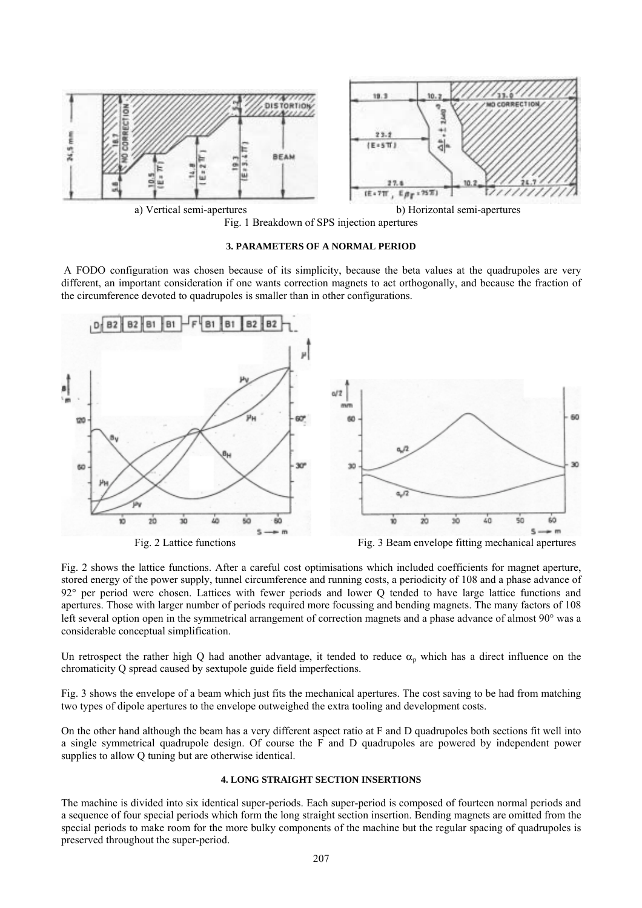a) Vertical semi-apertures

b) Horizontal semi-apertures

Fig. 1 Breakdown of SPS injection apertures

### 3. PARAMETERS OF A NORMAL PERIOD

A FODO configuration was chosen because of its simplicity, because the beta values at the quadrupoles are very different, an important consideration if one wants correction magnets to act orthogonally, and because the fraction of the circumference devoted to quadrupoles is smaller than in other configurations.

Fig. 2 Lattice functions

Fig. 3 Beam envelope fitting mechanical apertures

Fig. 2 shows the lattice functions. After a careful cost optimisations which included coefficients for magnet aperture, stored energy of the power supply, tunnel circumference and running costs, a periodicity of 108 and a phase advance of 92° per period were chosen. Lattices with fewer periods and lower Q tended to have large lattice functions and apertures. Those with larger number of periods required more focussing and bending magnets. The many factors of 108 left several option open in the symmetrical arrangement of correction magnets and a phase advance of almost 90° was a considerable conceptual simplification.

Un retrospect the rather high Q had another advantage, it tended to reduce $\alpha_p$ which has a direct influence on the chromaticity Q spread caused by sextupole guide field imperfections.

Fig. 3 shows the envelope of a beam which just fits the mechanical apertures. The cost saving to be had from matching two types of dipole apertures to the envelope outweighed the extra tooling and development costs.

On the other hand although the beam has a very different aspect ratio at F and D quadrupoles both sections fit well into a single symmetrical quadrupole design. Of course the F and D quadrupoles are powered by independent power supplies to allow Q tuning but are otherwise identical.

### 4. LONG STRAIGHT SECTION INSERTIONS

The machine is divided into six identical super-periods. Each super-period is composed of fourteen normal periods and a sequence of four special periods which form the long straight section insertion. Bending magnets are omitted from the special periods to make room for the more bulky components of the machine but the regular spacing of quadrupoles is preserved throughout the super-period.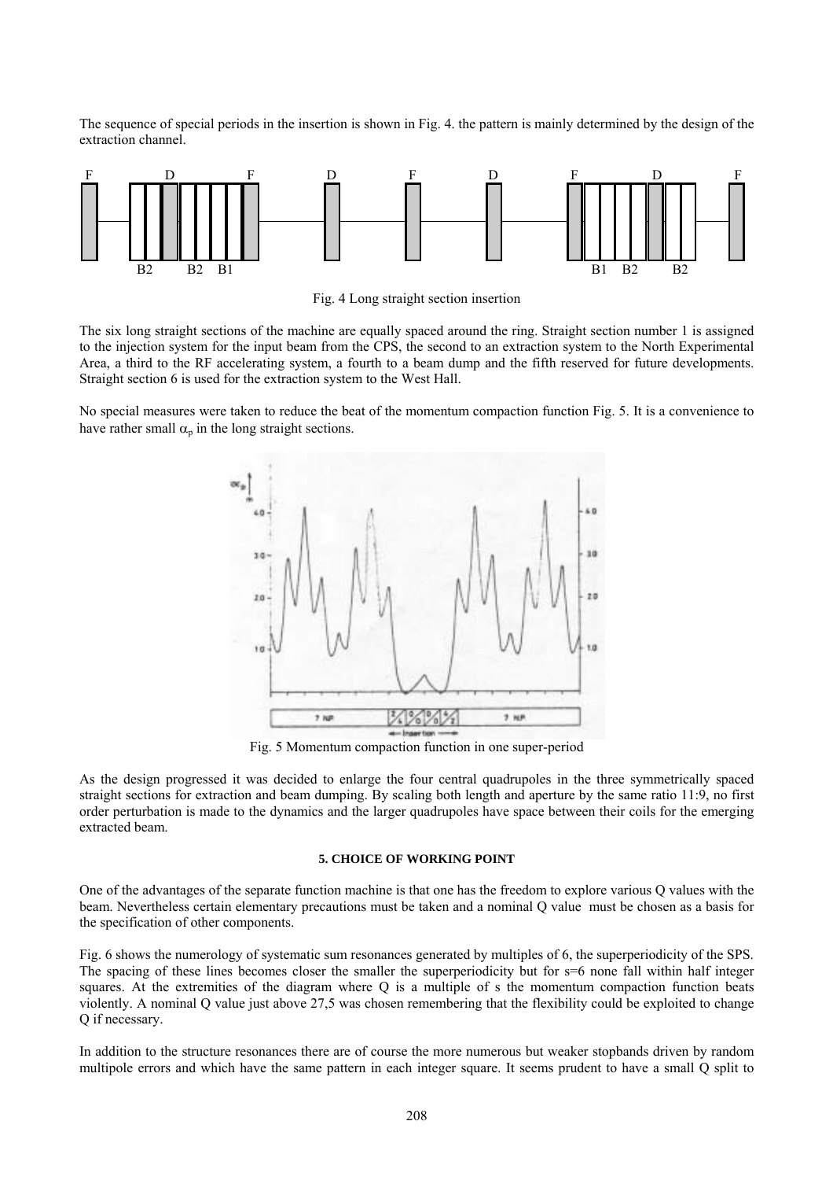The sequence of special periods in the insertion is shown in Fig. 4. the pattern is mainly determined by the design of the extraction channel.

Fig. 4 Long straight section insertion

The six long straight sections of the machine are equally spaced around the ring. Straight section number 1 is assigned to the injection system for the input beam from the CPS, the second to an extraction system to the North Experimental Area, a third to the RF accelerating system, a fourth to a beam dump and the fifth reserved for future developments. Straight section 6 is used for the extraction system to the West Hall.

No special measures were taken to reduce the beat of the momentum compaction function Fig. 5. It is a convenience to have rather small $\alpha_p$ in the long straight sections.

Fig. 5 Momentum compaction function in one super-period

As the design progressed it was decided to enlarge the four central quadrupoles in the three symmetrically spaced straight sections for extraction and beam dumping. By scaling both length and aperture by the same ratio 11:9, no first order perturbation is made to the dynamics and the larger quadrupoles have space between their coils for the emerging extracted beam.

### 5. CHOICE OF WORKING POINT

One of the advantages of the separate function machine is that one has the freedom to explore various Q values with the beam. Nevertheless certain elementary precautions must be taken and a nominal Q value must be chosen as a basis for the specification of other components.

Fig. 6 shows the numerology of systematic sum resonances generated by multiples of 6, the superperiodicity of the SPS. The spacing of these lines becomes closer the smaller the superperiodicity but for s=6 none fall within half integer squares. At the extremities of the diagram where Q is a multiple of s the momentum compaction function beats violently. A nominal Q value just above 27,5 was chosen remembering that the flexibility could be exploited to change Q if necessary.

In addition to the structure resonances there are of course the more numerous but weaker stopbands driven by random multipole errors and which have the same pattern in each integer square. It seems prudent to have a small Q split to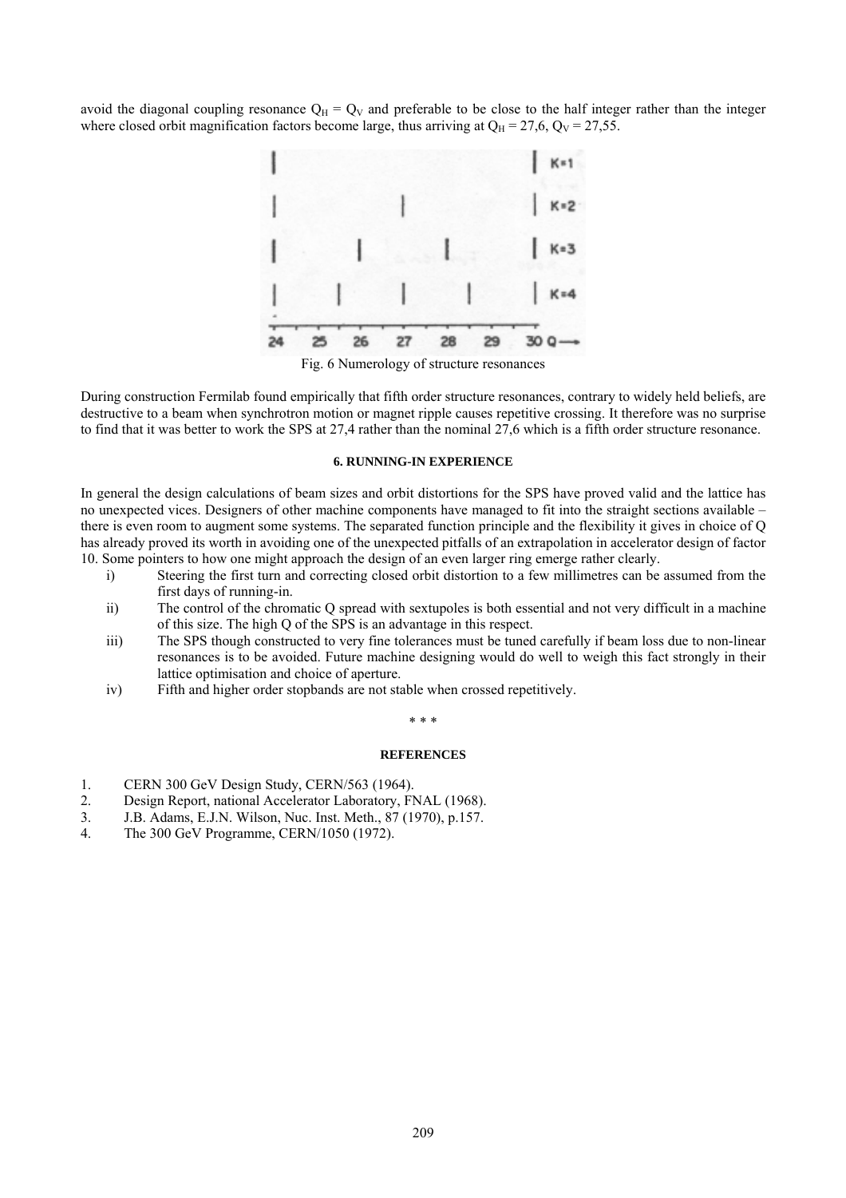avoid the diagonal coupling resonance $Q_H = Q_V$ and preferable to be close to the half integer rather than the integer where closed orbit magnification factors become large, thus arriving at $Q_H = 27{,}6$, $Q_V = 27{,}55$.

Fig. 6 Numerology of structure resonances

During construction Fermilab found empirically that fifth order structure resonances, contrary to widely held beliefs, are destructive to a beam when synchrotron motion or magnet ripple causes repetitive crossing. It therefore was no surprise to find that it was better to work the SPS at 27,4 rather than the nominal 27,6 which is a fifth order structure resonance.

#### 6. RUNNING-IN EXPERIENCE

In general the design calculations of beam sizes and orbit distortions for the SPS have proved valid and the lattice has no unexpected vices. Designers of other machine components have managed to fit into the straight sections available – there is even room to augment some systems. The separated function principle and the flexibility it gives in choice of Q has already proved its worth in avoiding one of the unexpected pitfalls of an extrapolation in accelerator design of factor 10. Some pointers to how one might approach the design of an even larger ring emerge rather clearly.

i) Steering the first turn and correcting closed orbit distortion to a few millimetres can be assumed from the first days of running-in.

ii) The control of the chromatic Q spread with sextupoles is both essential and not very difficult in a machine of this size. The high Q of the SPS is an advantage in this respect.

iii) The SPS though constructed to very fine tolerances must be tuned carefully if beam loss due to non-linear resonances is to be avoided. Future machine designing would do well to weigh this fact strongly in their lattice optimisation and choice of aperture.

iv) Fifth and higher order stopbands are not stable when crossed repetitively.

\* \* \*

#### REFERENCES

1. CERN 300 GeV Design Study, CERN/563 (1964).
2. Design Report, national Accelerator Laboratory, FNAL (1968).
3. J.B. Adams, E.J.N. Wilson, Nuc. Inst. Meth., 87 (1970), p.157.
4. The 300 GeV Programme, CERN/1050 (1972).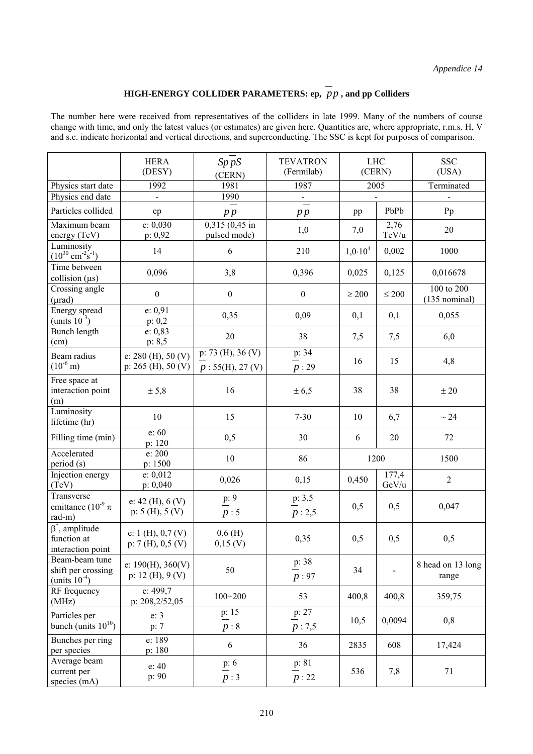# HIGH-ENERGY COLLIDER PARAMETERS: ep, $p\bar{p}$, and pp Colliders

The number here were received from representatives of the colliders in late 1999. Many of the numbers of course change with time, and only the latest values (or estimates) are given here. Quantities are, where appropriate, r.m.s. H, V and s.c. indicate horizontal and vertical directions, and superconducting. The SSC is kept for purposes of comparison.

| | HERA (DESY) | $Sp\bar{p}S$ (CERN) | TEVATRON (Fermilab) | LHC (CERN) | | SSC (USA) |
|---|---|---|---|---|---|---|
| Physics start date | 1992 | 1981 | 1987 | 2005 | | Terminated |
| Physics end date | - | 1990 | - | - | | - |
| Particles collided | ep | $p\bar{p}$ | $p\bar{p}$ | pp | PbPb | Pp |
| Maximum beam energy (TeV) | e: 0,030<br>p: 0,92 | 0,315 (0,45 in pulsed mode) | 1,0 | 7,0 | 2,76 TeV/u | 20 |
| Luminosity ($10^{30}$ cm$^{-2}$s$^{-1}$) | 14 | 6 | 210 | $1{,}0\cdot10^4$ | 0,002 | 1000 |
| Time between collision (μs) | 0,096 | 3,8 | 0,396 | 0,025 | 0,125 | 0,016678 |
| Crossing angle (μrad) | 0 | 0 | 0 | ≥ 200 | ≤ 200 | 100 to 200 (135 nominal) |
| Energy spread (units $10^{-3}$) | e: 0,91<br>p: 0,2 | 0,35 | 0,09 | 0,1 | 0,1 | 0,055 |
| Bunch length (cm) | e: 0,83<br>p: 8,5 | 20 | 38 | 7,5 | 7,5 | 6,0 |
| Beam radius ($10^{-6}$ m) | e: 280 (H), 50 (V)<br>p: 265 (H), 50 (V) | p: 73 (H), 36 (V)<br>$\bar{p}$: 55(H), 27 (V) | p: 34<br>$\bar{p}$: 29 | 16 | 15 | 4,8 |
| Free space at interaction point (m) | ± 5,8 | 16 | ± 6,5 | 38 | 38 | ± 20 |
| Luminosity lifetime (hr) | 10 | 15 | 7-30 | 10 | 6,7 | ~ 24 |
| Filling time (min) | e: 60<br>p: 120 | 0,5 | 30 | 6 | 20 | 72 |
| Accelerated period (s) | e: 200<br>p: 1500 | 10 | 86 | 1200 | | 1500 |
| Injection energy (TeV) | e: 0,012<br>p: 0,040 | 0,026 | 0,15 | 0,450 | 177,4 GeV/u | 2 |
| Transverse emittance ($10^{-9}$ π rad-m) | e: 42 (H), 6 (V)<br>p: 5 (H), 5 (V) | p: 9<br>$\bar{p}$: 5 | p: 3,5<br>$\bar{p}$: 2,5 | 0,5 | 0,5 | 0,047 |
| $\beta^*$, amplitude function at interaction point | e: 1 (H), 0,7 (V)<br>p: 7 (H), 0,5 (V) | 0,6 (H)<br>0,15 (V) | 0,35 | 0,5 | 0,5 | 0,5 |
| Beam-beam tune shift per crossing (units $10^{-4}$) | e: 190(H), 360(V)<br>p: 12 (H), 9 (V) | 50 | p: 38<br>$\bar{p}$: 97 | 34 | - | 8 head on 13 long range |
| RF frequency (MHz) | e: 499,7<br>p: 208,2/52,05 | 100+200 | 53 | 400,8 | 400,8 | 359,75 |
| Particles per bunch (units $10^{10}$) | e: 3<br>p: 7 | p: 15<br>$\bar{p}$: 8 | p: 27<br>$\bar{p}$: 7,5 | 10,5 | 0,0094 | 0,8 |
| Bunches per ring per species | e: 189<br>p: 180 | 6 | 36 | 2835 | 608 | 17,424 |
| Average beam current per species (mA) | e: 40<br>p: 90 | p: 6<br>$\bar{p}$: 3 | p: 81<br>$\bar{p}$: 22 | 536 | 7,8 | 71 |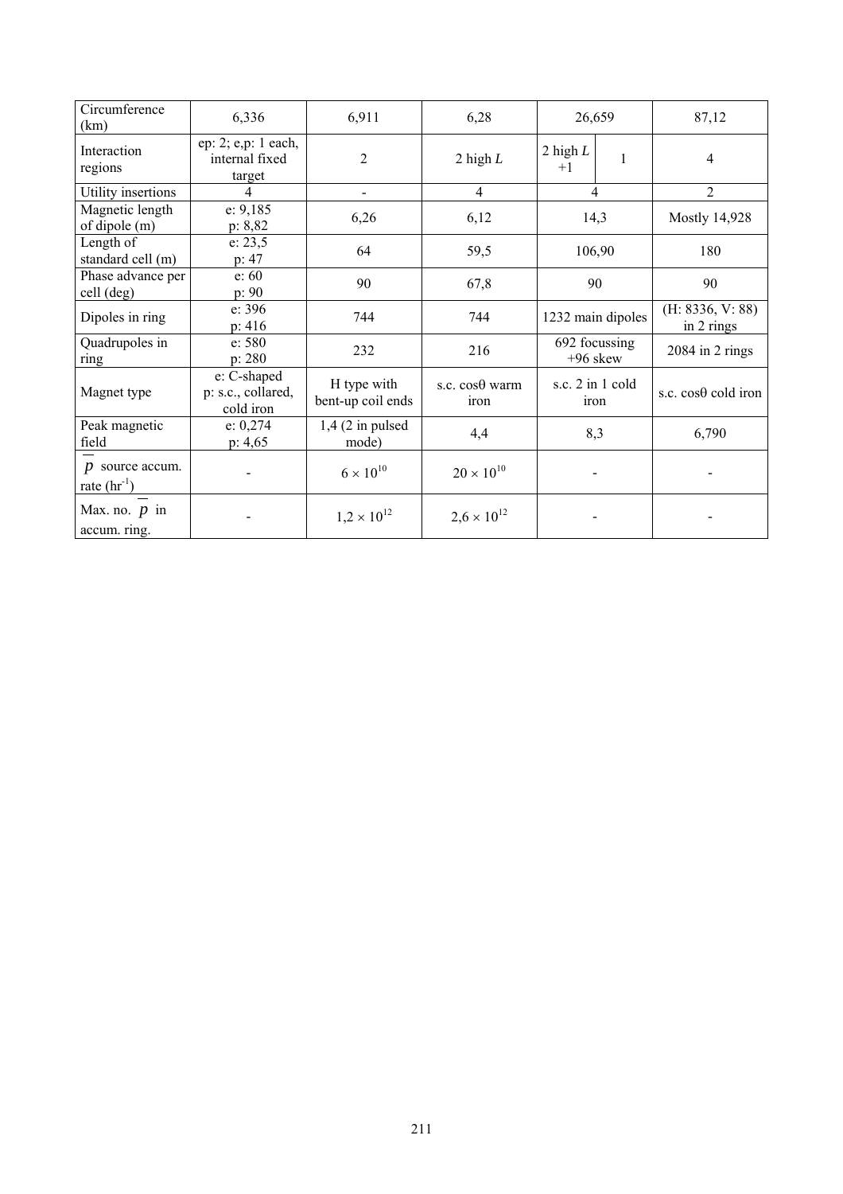| Circumference (km) | 6,336 | 6,911 | 6,28 | 26,659 | | 87,12 |
|---|---|---|---|---|---|---|
| Interaction regions | ep: 2; e,p: 1 each, internal fixed target | 2 | 2 high *L* | 2 high *L* +1 | 1 | 4 |
| Utility insertions | 4 | - | 4 | 4 | | 2 |
| Magnetic length of dipole (m) | e: 9,185<br>p: 8,82 | 6,26 | 6,12 | 14,3 | | Mostly 14,928 |
| Length of standard cell (m) | e: 23,5<br>p: 47 | 64 | 59,5 | 106,90 | | 180 |
| Phase advance per cell (deg) | e: 60<br>p: 90 | 90 | 67,8 | 90 | | 90 |
| Dipoles in ring | e: 396<br>p: 416 | 744 | 744 | 1232 main dipoles | | (H: 8336, V: 88) in 2 rings |
| Quadrupoles in ring | e: 580<br>p: 280 | 232 | 216 | 692 focussing +96 skew | | 2084 in 2 rings |
| Magnet type | e: C-shaped<br>p: s.c., collared, cold iron | H type with bent-up coil ends | s.c. cosθ warm iron | s.c. 2 in 1 cold iron | | s.c. cosθ cold iron |
| Peak magnetic field | e: 0,274<br>p: 4,65 | 1,4 (2 in pulsed mode) | 4,4 | 8,3 | | 6,790 |
| $\bar{p}$ source accum. rate ($hr^{-1}$) | - | $6 \times 10^{10}$ | $20 \times 10^{10}$ | - | | - |
| Max. no. $\bar{p}$ in accum. ring. | - | $1,2 \times 10^{12}$ | $2,6 \times 10^{12}$ | - | | - |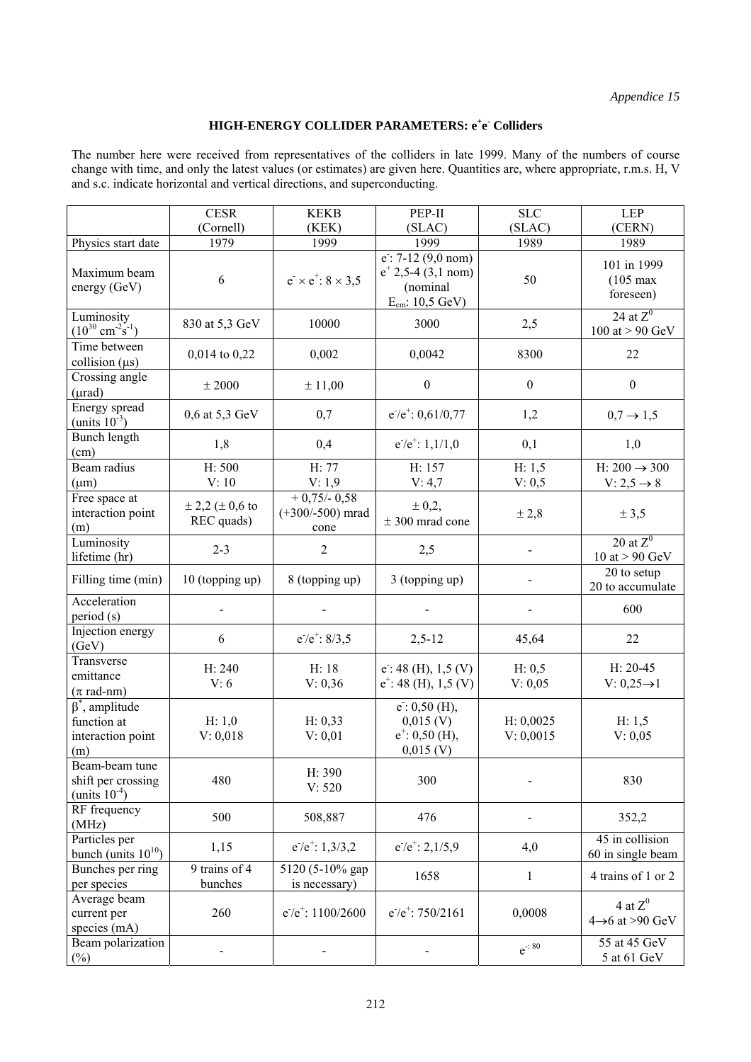*Appendice 15*

## HIGH-ENERGY COLLIDER PARAMETERS: $e^+e^-$ Colliders

The number here were received from representatives of the colliders in late 1999. Many of the numbers of course change with time, and only the latest values (or estimates) are given here. Quantities are, where appropriate, r.m.s. H, V and s.c. indicate horizontal and vertical directions, and superconducting.

| | CESR (Cornell) | KEKB (KEK) | PEP-II (SLAC) | SLC (SLAC) | LEP (CERN) |
|---|---|---|---|---|---|
| Physics start date | 1979 | 1999 | 1999 | 1989 | 1989 |
| Maximum beam energy (GeV) | 6 | $e^- \times e^+$: $8 \times 3{,}5$ | $e^-$: 7-12 (9,0 nom) $e^+$ 2,5-4 (3,1 nom) (nominal $E_{cm}$: 10,5 GeV) | 50 | 101 in 1999 (105 max foreseen) |
| Luminosity ($10^{30}$ cm$^{-2}$s$^{-1}$) | 830 at 5,3 GeV | 10000 | 3000 | 2,5 | 24 at $Z^0$ 100 at > 90 GeV |
| Time between collision (μs) | 0,014 to 0,22 | 0,002 | 0,0042 | 8300 | 22 |
| Crossing angle (μrad) | ± 2000 | ± 11,00 | 0 | 0 | 0 |
| Energy spread (units $10^{-3}$) | 0,6 at 5,3 GeV | 0,7 | $e^-/e^+$: 0,61/0,77 | 1,2 | $0{,}7 \rightarrow 1{,}5$ |
| Bunch length (cm) | 1,8 | 0,4 | $e^-/e^+$: 1,1/1,0 | 0,1 | 1,0 |
| Beam radius (μm) | H: 500 V: 10 | H: 77 V: 1,9 | H: 157 V: 4,7 | H: 1,5 V: 0,5 | H: $200 \rightarrow 300$ V: $2{,}5 \rightarrow 8$ |
| Free space at interaction point (m) | ± 2,2 (± 0,6 to REC quads) | + 0,75/- 0,58 (+300/-500) mrad cone | ± 0,2, ± 300 mrad cone | ± 2,8 | ± 3,5 |
| Luminosity lifetime (hr) | 2-3 | 2 | 2,5 | - | 20 at $Z^0$ 10 at > 90 GeV |
| Filling time (min) | 10 (topping up) | 8 (topping up) | 3 (topping up) | - | 20 to setup 20 to accumulate |
| Acceleration period (s) | - | - | - | - | 600 |
| Injection energy (GeV) | 6 | $e^-/e^+$: 8/3,5 | 2,5-12 | 45,64 | 22 |
| Transverse emittance (π rad-nm) | H: 240 V: 6 | H: 18 V: 0,36 | $e^-$: 48 (H), 1,5 (V) $e^+$: 48 (H), 1,5 (V) | H: 0,5 V: 0,05 | H: 20-45 V: $0{,}25 \rightarrow 1$ |
| $\beta^*$, amplitude function at interaction point (m) | H: 1,0 V: 0,018 | H: 0,33 V: 0,01 | $e^-$: 0,50 (H), 0,015 (V) $e^+$: 0,50 (H), 0,015 (V) | H: 0,0025 V: 0,0015 | H: 1,5 V: 0,05 |
| Beam-beam tune shift per crossing (units $10^{-4}$) | 480 | H: 390 V: 520 | 300 | - | 830 |
| RF frequency (MHz) | 500 | 508,887 | 476 | - | 352,2 |
| Particles per bunch (units $10^{10}$) | 1,15 | $e^-/e^+$: 1,3/3,2 | $e^-/e^+$: 2,1/5,9 | 4,0 | 45 in collision 60 in single beam |
| Bunches per ring per species | 9 trains of 4 bunches | 5120 (5-10% gap is necessary) | 1658 | 1 | 4 trains of 1 or 2 |
| Average beam current per species (mA) | 260 | $e^-/e^+$: 1100/2600 | $e^-/e^+$: 750/2161 | 0,0008 | 4 at $Z^0$ $4 \rightarrow 6$ at >90 GeV |
| Beam polarization (%) | - | - | - | $e^-$: 80 | 55 at 45 GeV 5 at 61 GeV |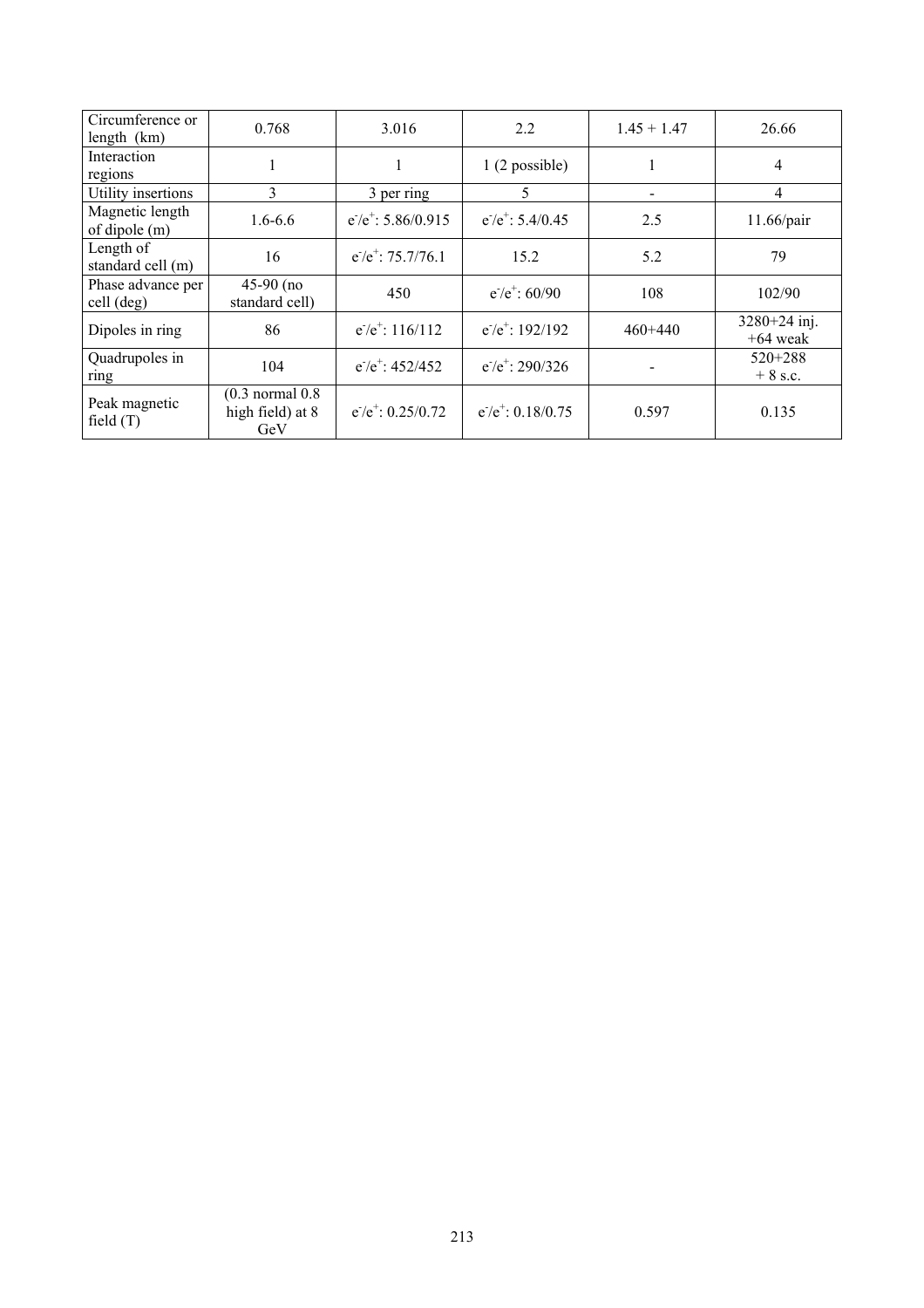| Circumference or length (km) | 0.768 | 3.016 | 2.2 | 1.45 + 1.47 | 26.66 |
|---|---|---|---|---|---|
| Interaction regions | 1 | 1 | 1 (2 possible) | 1 | 4 |
| Utility insertions | 3 | 3 per ring | 5 | - | 4 |
| Magnetic length of dipole (m) | 1.6-6.6 | $e^-/e^+$: 5.86/0.915 | $e^-/e^+$: 5.4/0.45 | 2.5 | 11.66/pair |
| Length of standard cell (m) | 16 | $e^-/e^+$: 75.7/76.1 | 15.2 | 5.2 | 79 |
| Phase advance per cell (deg) | 45-90 (no standard cell) | 450 | $e^-/e^+$: 60/90 | 108 | 102/90 |
| Dipoles in ring | 86 | $e^-/e^+$: 116/112 | $e^-/e^+$: 192/192 | 460+440 | 3280+24 inj. +64 weak |
| Quadrupoles in ring | 104 | $e^-/e^+$: 452/452 | $e^-/e^+$: 290/326 | - | 520+288 + 8 s.c. |
| Peak magnetic field (T) | (0.3 normal 0.8 high field) at 8 GeV | $e^-/e^+$: 0.25/0.72 | $e^-/e^+$: 0.18/0.75 | 0.597 | 0.135 |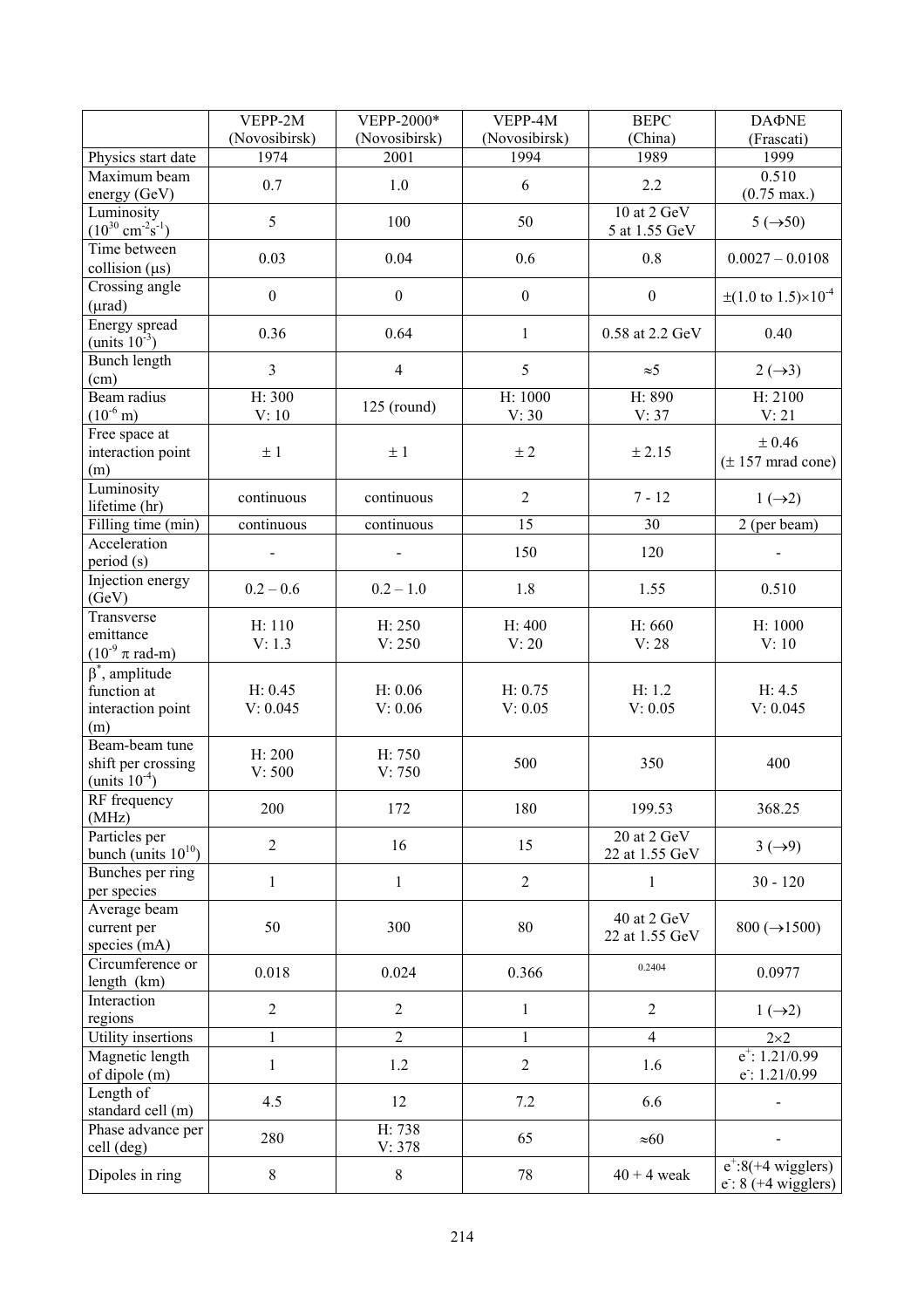|  | VEPP-2M (Novosibirsk) | VEPP-2000* (Novosibirsk) | VEPP-4M (Novosibirsk) | BEPC (China) | DAΦNE (Frascati) |
|---|---|---|---|---|---|
| Physics start date | 1974 | 2001 | 1994 | 1989 | 1999 |
| Maximum beam energy (GeV) | 0.7 | 1.0 | 6 | 2.2 | 0.510 (0.75 max.) |
| Luminosity ($10^{30}$ cm$^{-2}$s$^{-1}$) | 5 | 100 | 50 | 10 at 2 GeV 5 at 1.55 GeV | 5 ($\rightarrow$50) |
| Time between collision (μs) | 0.03 | 0.04 | 0.6 | 0.8 | 0.0027 – 0.0108 |
| Crossing angle (μrad) | 0 | 0 | 0 | 0 | $\pm$(1.0 to 1.5)$\times 10^{-4}$ |
| Energy spread (units $10^{-3}$) | 0.36 | 0.64 | 1 | 0.58 at 2.2 GeV | 0.40 |
| Bunch length (cm) | 3 | 4 | 5 | $\approx$5 | 2 ($\rightarrow$3) |
| Beam radius ($10^{-6}$ m) | H: 300 V: 10 | 125 (round) | H: 1000 V: 30 | H: 890 V: 37 | H: 2100 V: 21 |
| Free space at interaction point (m) | ± 1 | ± 1 | ± 2 | ± 2.15 | ± 0.46 (± 157 mrad cone) |
| Luminosity lifetime (hr) | continuous | continuous | 2 | 7 - 12 | 1 ($\rightarrow$2) |
| Filling time (min) | continuous | continuous | 15 | 30 | 2 (per beam) |
| Acceleration period (s) | - | - | 150 | 120 | - |
| Injection energy (GeV) | 0.2 – 0.6 | 0.2 – 1.0 | 1.8 | 1.55 | 0.510 |
| Transverse emittance ($10^{-9}$ π rad-m) | H: 110 V: 1.3 | H: 250 V: 250 | H: 400 V: 20 | H: 660 V: 28 | H: 1000 V: 10 |
| $\beta^*$, amplitude function at interaction point (m) | H: 0.45 V: 0.045 | H: 0.06 V: 0.06 | H: 0.75 V: 0.05 | H: 1.2 V: 0.05 | H: 4.5 V: 0.045 |
| Beam-beam tune shift per crossing (units $10^{-4}$) | H: 200 V: 500 | H: 750 V: 750 | 500 | 350 | 400 |
| RF frequency (MHz) | 200 | 172 | 180 | 199.53 | 368.25 |
| Particles per bunch (units $10^{10}$) | 2 | 16 | 15 | 20 at 2 GeV 22 at 1.55 GeV | 3 ($\rightarrow$9) |
| Bunches per ring per species | 1 | 1 | 2 | 1 | 30 - 120 |
| Average beam current per species (mA) | 50 | 300 | 80 | 40 at 2 GeV 22 at 1.55 GeV | 800 ($\rightarrow$1500) |
| Circumference or length (km) | 0.018 | 0.024 | 0.366 | 0.2404 | 0.0977 |
| Interaction regions | 2 | 2 | 1 | 2 | 1 ($\rightarrow$2) |
| Utility insertions | 1 | 2 | 1 | 4 | 2$\times$2 |
| Magnetic length of dipole (m) | 1 | 1.2 | 2 | 1.6 | $e^+$: 1.21/0.99 $e^-$: 1.21/0.99 |
| Length of standard cell (m) | 4.5 | 12 | 7.2 | 6.6 | - |
| Phase advance per cell (deg) | 280 | H: 738 V: 378 | 65 | $\approx$60 | - |
| Dipoles in ring | 8 | 8 | 78 | 40 + 4 weak | $e^+$:8(+4 wigglers) $e^-$: 8 (+4 wigglers) |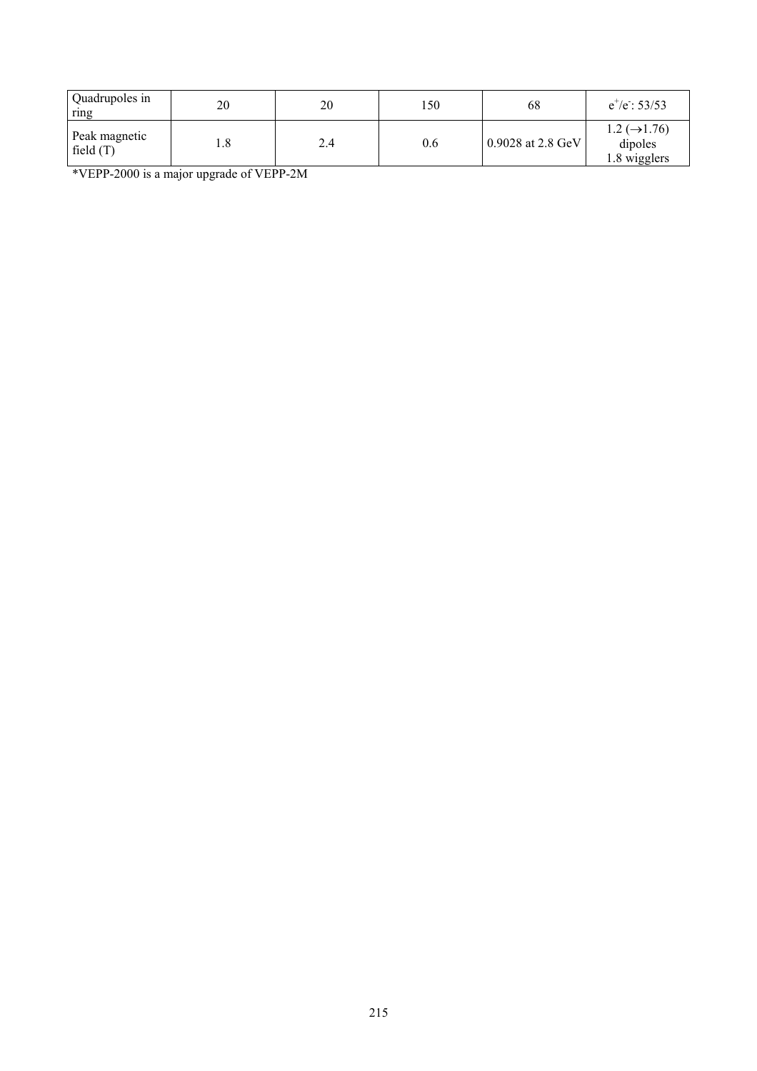| Quadrupoles in ring | 20 | 20 | 150 | 68 | $e^+/e^-$: 53/53 |
|---|---|---|---|---|---|
| Peak magnetic field (T) | 1.8 | 2.4 | 0.6 | 0.9028 at 2.8 GeV | 1.2 (→1.76) dipoles 1.8 wigglers |

*VEPP-2000 is a major upgrade of VEPP-2M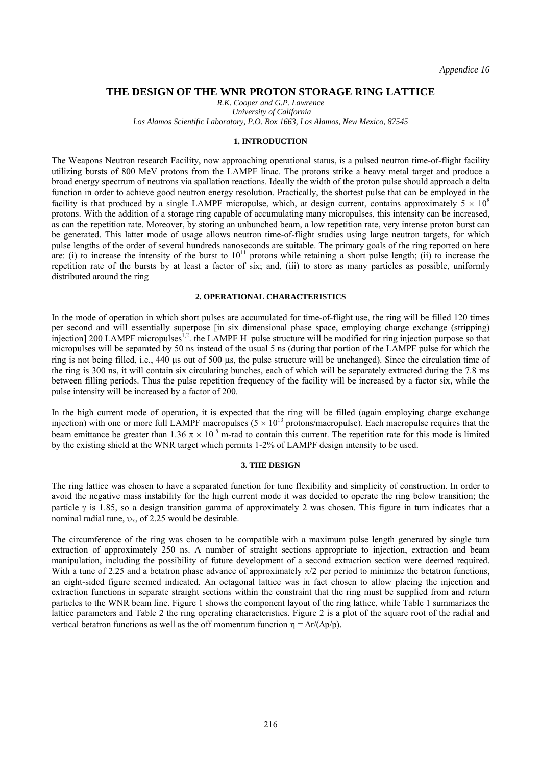*Appendice 16*

# THE DESIGN OF THE WNR PROTON STORAGE RING LATTICE

*R.K. Cooper and G.P. Lawrence*
*University of California*
*Los Alamos Scientific Laboratory, P.O. Box 1663, Los Alamos, New Mexico, 87545*

## 1. INTRODUCTION

The Weapons Neutron research Facility, now approaching operational status, is a pulsed neutron time-of-flight facility utilizing bursts of 800 MeV protons from the LAMPF linac. The protons strike a heavy metal target and produce a broad energy spectrum of neutrons via spallation reactions. Ideally the width of the proton pulse should approach a delta function in order to achieve good neutron energy resolution. Practically, the shortest pulse that can be employed in the facility is that produced by a single LAMPF micropulse, which, at design current, contains approximately $5 \times 10^8$ protons. With the addition of a storage ring capable of accumulating many micropulses, this intensity can be increased, as can the repetition rate. Moreover, by storing an unbunched beam, a low repetition rate, very intense proton burst can be generated. This latter mode of usage allows neutron time-of-flight studies using large neutron targets, for which pulse lengths of the order of several hundreds nanoseconds are suitable. The primary goals of the ring reported on here are: (i) to increase the intensity of the burst to $10^{11}$ protons while retaining a short pulse length; (ii) to increase the repetition rate of the bursts by at least a factor of six; and, (iii) to store as many particles as possible, uniformly distributed around the ring

## 2. OPERATIONAL CHARACTERISTICS

In the mode of operation in which short pulses are accumulated for time-of-flight use, the ring will be filled 120 times per second and will essentially superpose [in six dimensional phase space, employing charge exchange (stripping) injection] 200 LAMPF micropulses[1,2]. the LAMPF $H^-$ pulse structure will be modified for ring injection purpose so that micropulses will be separated by 50 ns instead of the usual 5 ns (during that portion of the LAMPF pulse for which the ring is not being filled, i.e., 440 μs out of 500 μs, the pulse structure will be unchanged). Since the circulation time of the ring is 300 ns, it will contain six circulating bunches, each of which will be separately extracted during the 7.8 ms between filling periods. Thus the pulse repetition frequency of the facility will be increased by a factor six, while the pulse intensity will be increased by a factor of 200.

In the high current mode of operation, it is expected that the ring will be filled (again employing charge exchange injection) with one or more full LAMPF macropulses ($5 \times 10^{13}$ protons/macropulse). Each macropulse requires that the beam emittance be greater than $1.36\ \pi \times 10^{-5}$ m-rad to contain this current. The repetition rate for this mode is limited by the existing shield at the WNR target which permits 1-2% of LAMPF design intensity to be used.

## 3. THE DESIGN

The ring lattice was chosen to have a separated function for tune flexibility and simplicity of construction. In order to avoid the negative mass instability for the high current mode it was decided to operate the ring below transition; the particle $\gamma$ is 1.85, so a design transition gamma of approximately 2 was chosen. This figure in turn indicates that a nominal radial tune, $\upsilon_x$, of 2.25 would be desirable.

The circumference of the ring was chosen to be compatible with a maximum pulse length generated by single turn extraction of approximately 250 ns. A number of straight sections appropriate to injection, extraction and beam manipulation, including the possibility of future development of a second extraction section were deemed required. With a tune of 2.25 and a betatron phase advance of approximately $\pi/2$ per period to minimize the betatron functions, an eight-sided figure seemed indicated. An octagonal lattice was in fact chosen to allow placing the injection and extraction functions in separate straight sections within the constraint that the ring must be supplied from and return particles to the WNR beam line. Figure 1 shows the component layout of the ring lattice, while Table 1 summarizes the lattice parameters and Table 2 the ring operating characteristics. Figure 2 is a plot of the square root of the radial and vertical betatron functions as well as the off momentum function $\eta = \Delta r/(\Delta p/p)$.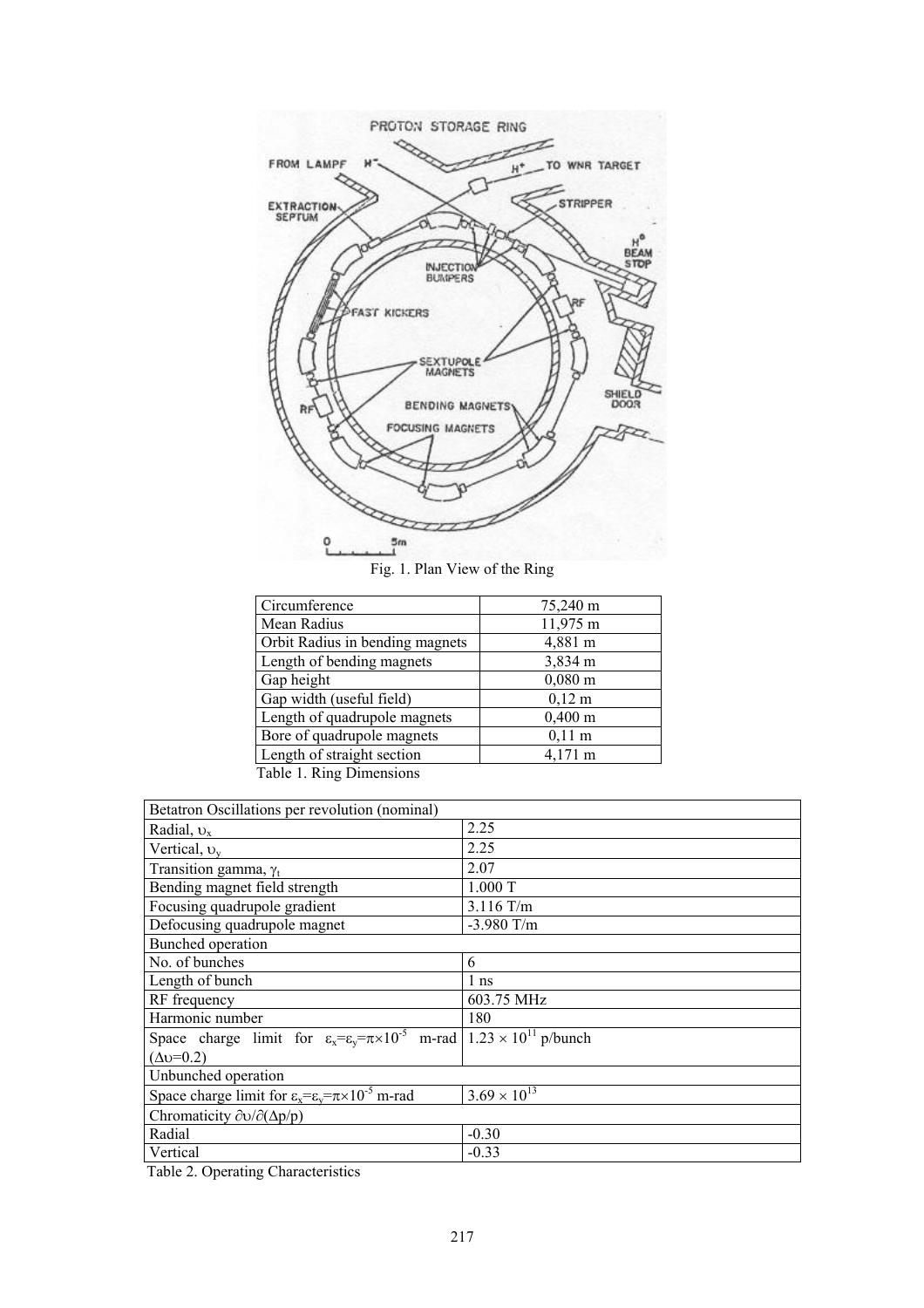Fig. 1. Plan View of the Ring

| Circumference | 75,240 m |
|---|---|
| Mean Radius | 11,975 m |
| Orbit Radius in bending magnets | 4,881 m |
| Length of bending magnets | 3,834 m |
| Gap height | 0,080 m |
| Gap width (useful field) | 0,12 m |
| Length of quadrupole magnets | 0,400 m |
| Bore of quadrupole magnets | 0,11 m |
| Length of straight section | 4,171 m |

Table 1. Ring Dimensions

| Betatron Oscillations per revolution (nominal) | |
|---|---|
| Radial, $\upsilon_x$ | 2.25 |
| Vertical, $\upsilon_y$ | 2.25 |
| Transition gamma, $\gamma_t$ | 2.07 |
| Bending magnet field strength | 1.000 T |
| Focusing quadrupole gradient | 3.116 T/m |
| Defocusing quadrupole magnet | -3.980 T/m |
| Bunched operation | |
| No. of bunches | 6 |
| Length of bunch | 1 ns |
| RF frequency | 603.75 MHz |
| Harmonic number | 180 |
| Space charge limit for $\varepsilon_x=\varepsilon_y=\pi\times10^{-5}$ m-rad ($\Delta\upsilon$=0.2) | $1.23 \times 10^{11}$ p/bunch |
| Unbunched operation | |
| Space charge limit for $\varepsilon_x=\varepsilon_y=\pi\times10^{-5}$ m-rad | $3.69 \times 10^{13}$ |
| Chromaticity $\partial\upsilon/\partial(\Delta p/p)$ | |
| Radial | -0.30 |
| Vertical | -0.33 |

Table 2. Operating Characteristics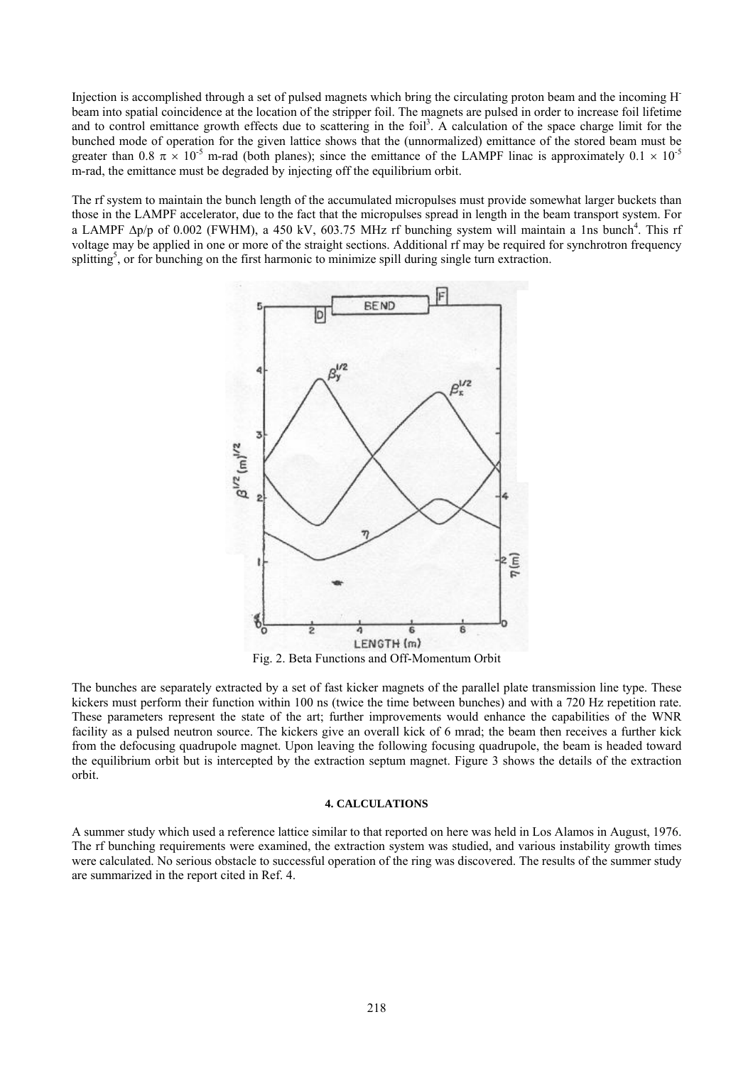Injection is accomplished through a set of pulsed magnets which bring the circulating proton beam and the incoming $H^-$ beam into spatial coincidence at the location of the stripper foil. The magnets are pulsed in order to increase foil lifetime and to control emittance growth effects due to scattering in the foil[3]. A calculation of the space charge limit for the bunched mode of operation for the given lattice shows that the (unnormalized) emittance of the stored beam must be greater than $0.8\ \pi \times 10^{-5}$ m-rad (both planes); since the emittance of the LAMPF linac is approximately $0.1 \times 10^{-5}$ m-rad, the emittance must be degraded by injecting off the equilibrium orbit.

The rf system to maintain the bunch length of the accumulated micropulses must provide somewhat larger buckets than those in the LAMPF accelerator, due to the fact that the micropulses spread in length in the beam transport system. For a LAMPF $\Delta p/p$ of 0.002 (FWHM), a 450 kV, 603.75 MHz rf bunching system will maintain a 1ns bunch[4]. This rf voltage may be applied in one or more of the straight sections. Additional rf may be required for synchrotron frequency splitting[5], or for bunching on the first harmonic to minimize spill during single turn extraction.

Fig. 2. Beta Functions and Off-Momentum Orbit

The bunches are separately extracted by a set of fast kicker magnets of the parallel plate transmission line type. These kickers must perform their function within 100 ns (twice the time between bunches) and with a 720 Hz repetition rate. These parameters represent the state of the art; further improvements would enhance the capabilities of the WNR facility as a pulsed neutron source. The kickers give an overall kick of 6 mrad; the beam then receives a further kick from the defocusing quadrupole magnet. Upon leaving the following focusing quadrupole, the beam is headed toward the equilibrium orbit but is intercepted by the extraction septum magnet. Figure 3 shows the details of the extraction orbit.

## 4. CALCULATIONS

A summer study which used a reference lattice similar to that reported on here was held in Los Alamos in August, 1976. The rf bunching requirements were examined, the extraction system was studied, and various instability growth times were calculated. No serious obstacle to successful operation of the ring was discovered. The results of the summer study are summarized in the report cited in Ref. 4.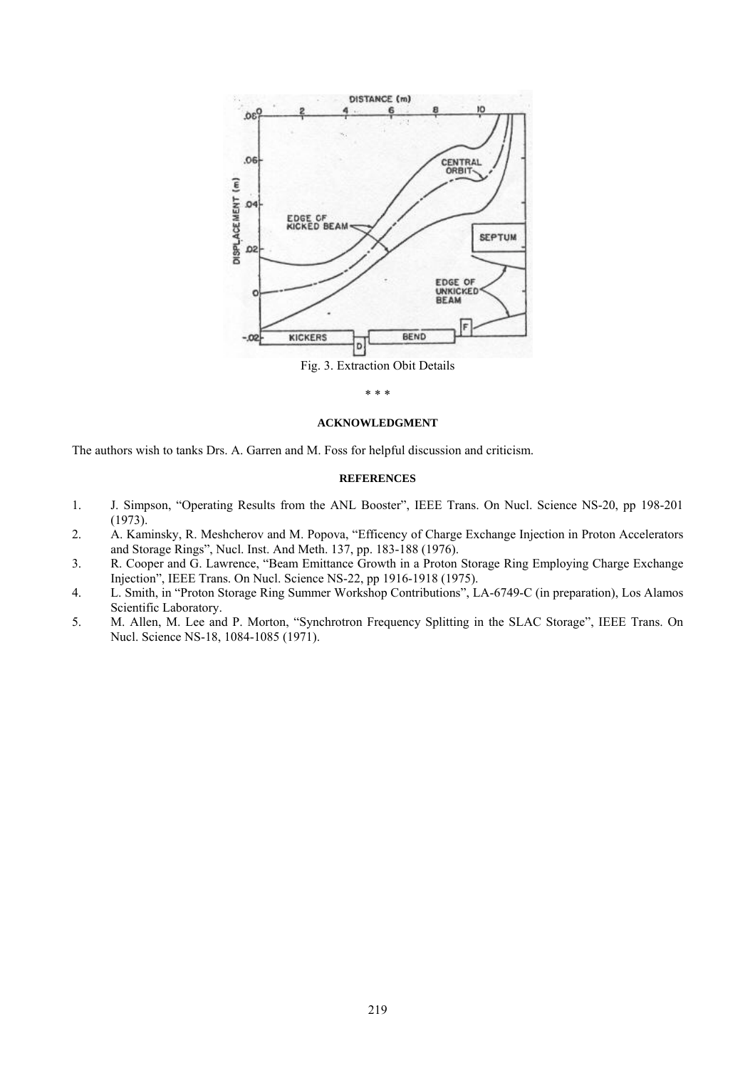Fig. 3. Extraction Obit Details

\* \* \*

### ACKNOWLEDGMENT

The authors wish to tanks Drs. A. Garren and M. Foss for helpful discussion and criticism.

### REFERENCES

1. J. Simpson, "Operating Results from the ANL Booster", IEEE Trans. On Nucl. Science NS-20, pp 198-201 (1973).
2. A. Kaminsky, R. Meshcherov and M. Popova, "Efficency of Charge Exchange Injection in Proton Accelerators and Storage Rings", Nucl. Inst. And Meth. 137, pp. 183-188 (1976).
3. R. Cooper and G. Lawrence, "Beam Emittance Growth in a Proton Storage Ring Employing Charge Exchange Injection", IEEE Trans. On Nucl. Science NS-22, pp 1916-1918 (1975).
4. L. Smith, in "Proton Storage Ring Summer Workshop Contributions", LA-6749-C (in preparation), Los Alamos Scientific Laboratory.
5. M. Allen, M. Lee and P. Morton, "Synchrotron Frequency Splitting in the SLAC Storage", IEEE Trans. On Nucl. Science NS-18, 1084-1085 (1971).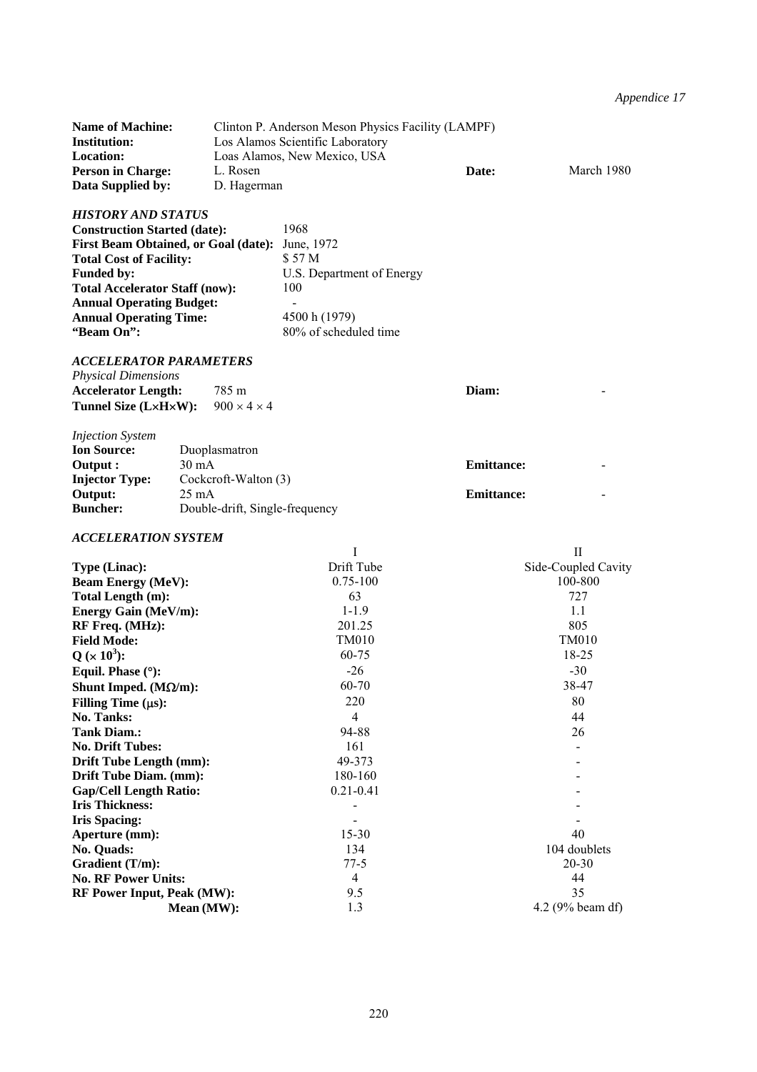*Appendice 17*

| | | | |
|---|---|---|---|
| **Name of Machine:** | Clinton P. Anderson Meson Physics Facility (LAMPF) | | |
| **Institution:** | Los Alamos Scientific Laboratory | | |
| **Location:** | Loas Alamos, New Mexico, USA | | |
| **Person in Charge:** | L. Rosen | **Date:** | March 1980 |
| **Data Supplied by:** | D. Hagerman | | |

### *HISTORY AND STATUS*

| | |
|---|---|
| **Construction Started (date):** | 1968 |
| **First Beam Obtained, or Goal (date):** | June, 1972 |
| **Total Cost of Facility:** | $ 57 M |
| **Funded by:** | U.S. Department of Energy |
| **Total Accelerator Staff (now):** | 100 |
| **Annual Operating Budget:** | - |
| **Annual Operating Time:** | 4500 h (1979) |
| **"Beam On":** | 80% of scheduled time |

### *ACCELERATOR PARAMETERS*

*Physical Dimensions*

| | | | |
|---|---|---|---|
| **Accelerator Length:** | 785 m | **Diam:** | - |
| **Tunnel Size (L×H×W):** | 900 × 4 × 4 | | |

*Injection System*

| | | | |
|---|---|---|---|
| **Ion Source:** | Duoplasmatron | | |
| **Output :** | 30 mA | **Emittance:** | - |
| **Injector Type:** | Cockcroft-Walton (3) | | |
| **Output:** | 25 mA | **Emittance:** | - |
| **Buncher:** | Double-drift, Single-frequency | | |

### *ACCELERATION SYSTEM*

| | I | II |
|---|---|---|
| **Type (Linac):** | Drift Tube | Side-Coupled Cavity |
| **Beam Energy (MeV):** | 0.75-100 | 100-800 |
| **Total Length (m):** | 63 | 727 |
| **Energy Gain (MeV/m):** | 1-1.9 | 1.1 |
| **RF Freq. (MHz):** | 201.25 | 805 |
| **Field Mode:** | TM010 | TM010 |
| **Q ($\times 10^3$):** | 60-75 | 18-25 |
| **Equil. Phase (°):** | -26 | -30 |
| **Shunt Imped. (MΩ/m):** | 60-70 | 38-47 |
| **Filling Time (μs):** | 220 | 80 |
| **No. Tanks:** | 4 | 44 |
| **Tank Diam.:** | 94-88 | 26 |
| **No. Drift Tubes:** | 161 | - |
| **Drift Tube Length (mm):** | 49-373 | - |
| **Drift Tube Diam. (mm):** | 180-160 | - |
| **Gap/Cell Length Ratio:** | 0.21-0.41 | - |
| **Iris Thickness:** | - | - |
| **Iris Spacing:** | - | - |
| **Aperture (mm):** | 15-30 | 40 |
| **No. Quads:** | 134 | 104 doublets |
| **Gradient (T/m):** | 77-5 | 20-30 |
| **No. RF Power Units:** | 4 | 44 |
| **RF Power Input, Peak (MW):** | 9.5 | 35 |
| **Mean (MW):** | 1.3 | 4.2 (9% beam df) |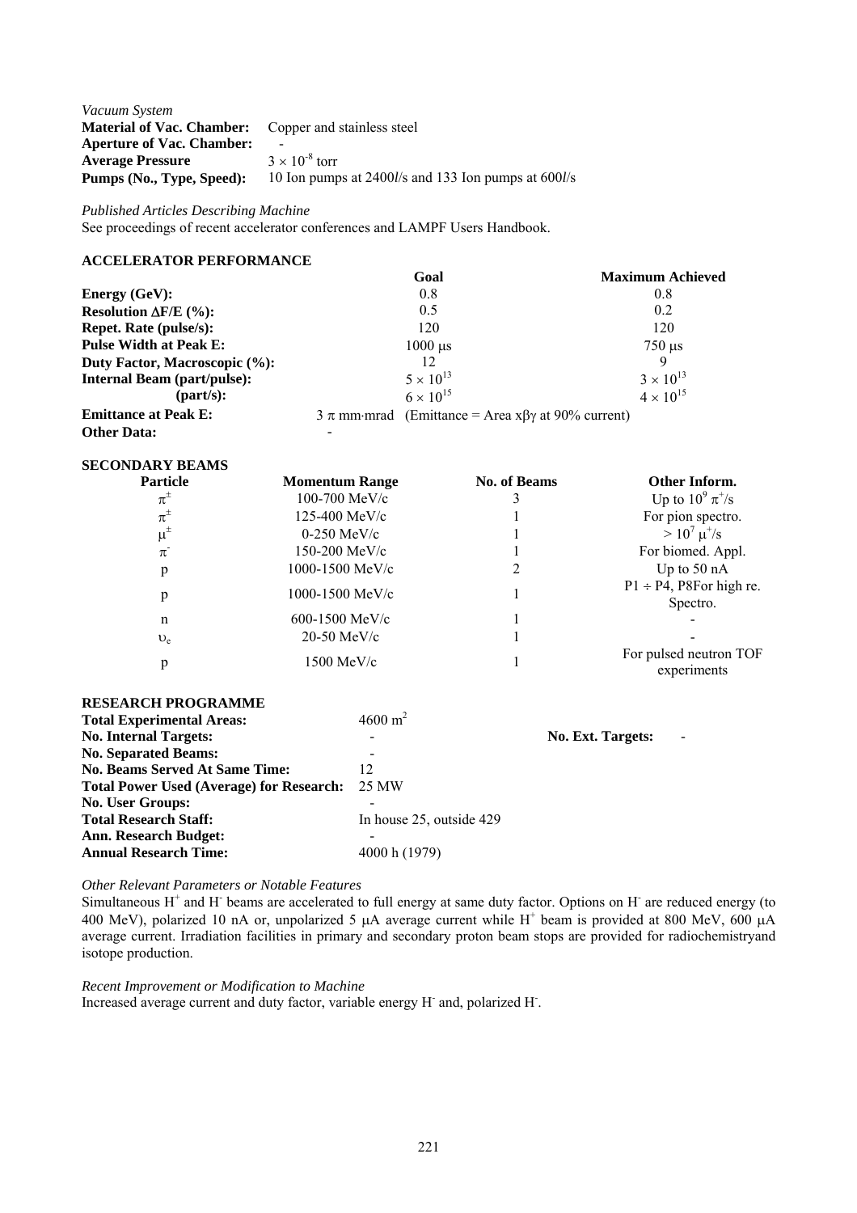*Vacuum System*

| | |
|---|---|
| **Material of Vac. Chamber:** | Copper and stainless steel |
| **Aperture of Vac. Chamber:** | - |
| **Average Pressure** | $3 \times 10^{-8}$ torr |
| **Pumps (No., Type, Speed):** | 10 Ion pumps at 2400*l*/s and 133 Ion pumps at 600*l*/s |

*Published Articles Describing Machine*

See proceedings of recent accelerator conferences and LAMPF Users Handbook.

**ACCELERATOR PERFORMANCE**

| | Goal | Maximum Achieved |
|---|---|---|
| **Energy (GeV):** | 0.8 | 0.8 |
| **Resolution ΔF/E (%):** | 0.5 | 0.2 |
| **Repet. Rate (pulse/s):** | 120 | 120 |
| **Pulse Width at Peak E:** | 1000 μs | 750 μs |
| **Duty Factor, Macroscopic (%):** | 12 | 9 |
| **Internal Beam (part/pulse):** | $5 \times 10^{13}$ | $3 \times 10^{13}$ |
| **(part/s):** | $6 \times 10^{15}$ | $4 \times 10^{15}$ |
| **Emittance at Peak E:** | $3\ \pi$ mm·mrad (Emittance = Area xβγ at 90% current) | |
| **Other Data:** | - | |

**SECONDARY BEAMS**

| Particle | Momentum Range | No. of Beams | Other Inform. |
|---|---|---|---|
| $\pi^{\pm}$ | 100-700 MeV/c | 3 | Up to $10^9\ \pi^+$/s |
| $\pi^{\pm}$ | 125-400 MeV/c | 1 | For pion spectro. |
| $\mu^{\pm}$ | 0-250 MeV/c | 1 | $> 10^7\ \mu^+$/s |
| $\pi^-$ | 150-200 MeV/c | 1 | For biomed. Appl. |
| p | 1000-1500 MeV/c | 2 | Up to 50 nA |
| p | 1000-1500 MeV/c | 1 | P1 ÷ P4, P8For high re. Spectro. |
| n | 600-1500 MeV/c | 1 | - |
| $\upsilon_e$ | 20-50 MeV/c | 1 | - |
| p | 1500 MeV/c | 1 | For pulsed neutron TOF experiments |

**RESEARCH PROGRAMME**

| | | | |
|---|---|---|---|
| **Total Experimental Areas:** | 4600 $m^2$ | | |
| **No. Internal Targets:** | - | **No. Ext. Targets:** | - |
| **No. Separated Beams:** | - | | |
| **No. Beams Served At Same Time:** | 12 | | |
| **Total Power Used (Average) for Research:** | 25 MW | | |
| **No. User Groups:** | - | | |
| **Total Research Staff:** | In house 25, outside 429 | | |
| **Ann. Research Budget:** | - | | |
| **Annual Research Time:** | 4000 h (1979) | | |

*Other Relevant Parameters or Notable Features*

Simultaneous $H^+$ and $H^-$ beams are accelerated to full energy at same duty factor. Options on $H^-$ are reduced energy (to 400 MeV), polarized 10 nA or, unpolarized 5 μA average current while $H^+$ beam is provided at 800 MeV, 600 μA average current. Irradiation facilities in primary and secondary proton beam stops are provided for radiochemistryand isotope production.

*Recent Improvement or Modification to Machine*

Increased average current and duty factor, variable energy $H^-$ and, polarized $H^-$.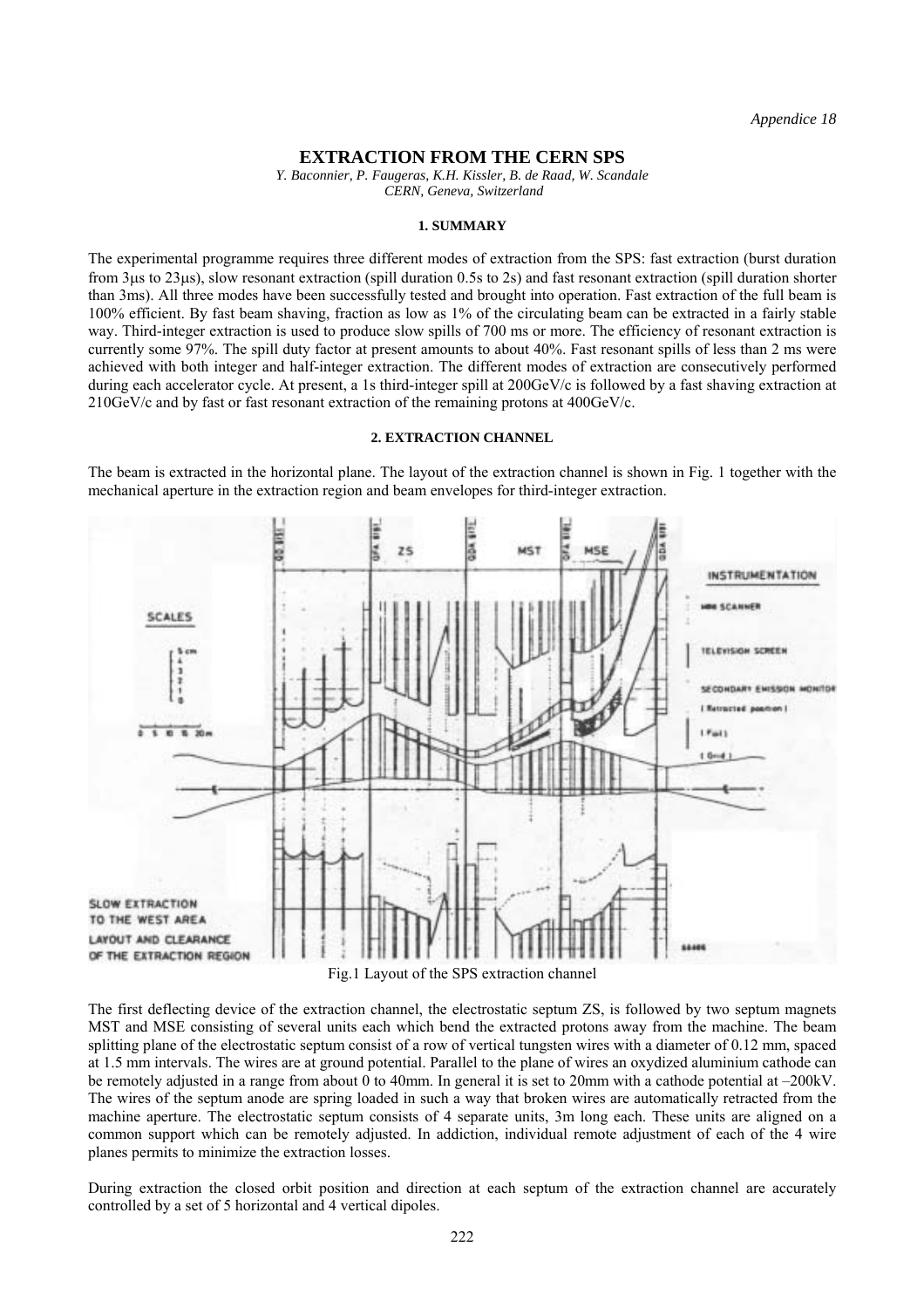*Appendice 18*

# EXTRACTION FROM THE CERN SPS

*Y. Baconnier, P. Faugeras, K.H. Kissler, B. de Raad, W. Scandale*
*CERN, Geneva, Switzerland*

## 1. SUMMARY

The experimental programme requires three different modes of extraction from the SPS: fast extraction (burst duration from 3μs to 23μs), slow resonant extraction (spill duration 0.5s to 2s) and fast resonant extraction (spill duration shorter than 3ms). All three modes have been successfully tested and brought into operation. Fast extraction of the full beam is 100% efficient. By fast beam shaving, fraction as low as 1% of the circulating beam can be extracted in a fairly stable way. Third-integer extraction is used to produce slow spills of 700 ms or more. The efficiency of resonant extraction is currently some 97%. The spill duty factor at present amounts to about 40%. Fast resonant spills of less than 2 ms were achieved with both integer and half-integer extraction. The different modes of extraction are consecutively performed during each accelerator cycle. At present, a 1s third-integer spill at 200GeV/c is followed by a fast shaving extraction at 210GeV/c and by fast or fast resonant extraction of the remaining protons at 400GeV/c.

## 2. EXTRACTION CHANNEL

The beam is extracted in the horizontal plane. The layout of the extraction channel is shown in Fig. 1 together with the mechanical aperture in the extraction region and beam envelopes for third-integer extraction.

Fig.1 Layout of the SPS extraction channel

The first deflecting device of the extraction channel, the electrostatic septum ZS, is followed by two septum magnets MST and MSE consisting of several units each which bend the extracted protons away from the machine. The beam splitting plane of the electrostatic septum consist of a row of vertical tungsten wires with a diameter of 0.12 mm, spaced at 1.5 mm intervals. The wires are at ground potential. Parallel to the plane of wires an oxydized aluminium cathode can be remotely adjusted in a range from about 0 to 40mm. In general it is set to 20mm with a cathode potential at –200kV. The wires of the septum anode are spring loaded in such a way that broken wires are automatically retracted from the machine aperture. The electrostatic septum consists of 4 separate units, 3m long each. These units are aligned on a common support which can be remotely adjusted. In addiction, individual remote adjustment of each of the 4 wire planes permits to minimize the extraction losses.

During extraction the closed orbit position and direction at each septum of the extraction channel are accurately controlled by a set of 5 horizontal and 4 vertical dipoles.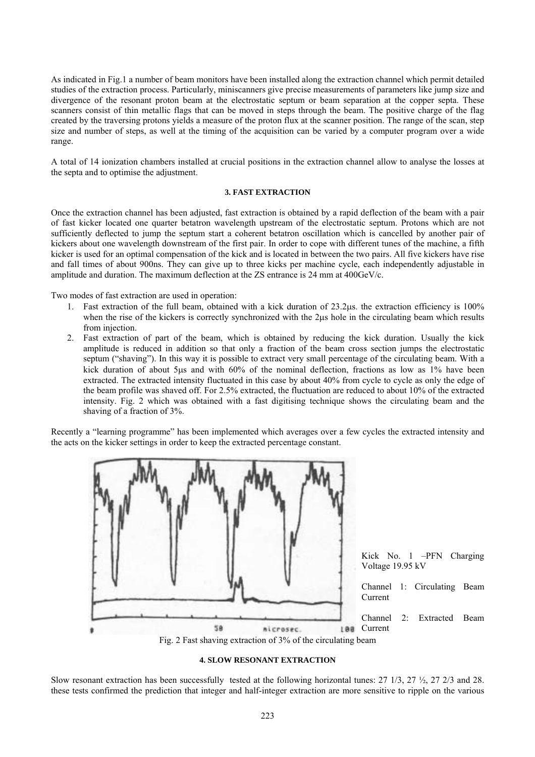As indicated in Fig.1 a number of beam monitors have been installed along the extraction channel which permit detailed studies of the extraction process. Particularly, miniscanners give precise measurements of parameters like jump size and divergence of the resonant proton beam at the electrostatic septum or beam separation at the copper septa. These scanners consist of thin metallic flags that can be moved in steps through the beam. The positive charge of the flag created by the traversing protons yields a measure of the proton flux at the scanner position. The range of the scan, step size and number of steps, as well at the timing of the acquisition can be varied by a computer program over a wide range.

A total of 14 ionization chambers installed at crucial positions in the extraction channel allow to analyse the losses at the septa and to optimise the adjustment.

#### 3. FAST EXTRACTION

Once the extraction channel has been adjusted, fast extraction is obtained by a rapid deflection of the beam with a pair of fast kicker located one quarter betatron wavelength upstream of the electrostatic septum. Protons which are not sufficiently deflected to jump the septum start a coherent betatron oscillation which is cancelled by another pair of kickers about one wavelength downstream of the first pair. In order to cope with different tunes of the machine, a fifth kicker is used for an optimal compensation of the kick and is located in between the two pairs. All five kickers have rise and fall times of about 900ns. They can give up to three kicks per machine cycle, each independently adjustable in amplitude and duration. The maximum deflection at the ZS entrance is 24 mm at 400GeV/c.

Two modes of fast extraction are used in operation:

1. Fast extraction of the full beam, obtained with a kick duration of 23.2μs. the extraction efficiency is 100% when the rise of the kickers is correctly synchronized with the 2μs hole in the circulating beam which results from injection.
2. Fast extraction of part of the beam, which is obtained by reducing the kick duration. Usually the kick amplitude is reduced in addition so that only a fraction of the beam cross section jumps the electrostatic septum ("shaving"). In this way it is possible to extract very small percentage of the circulating beam. With a kick duration of about 5μs and with 60% of the nominal deflection, fractions as low as 1% have been extracted. The extracted intensity fluctuated in this case by about 40% from cycle to cycle as only the edge of the beam profile was shaved off. For 2.5% extracted, the fluctuation are reduced to about 10% of the extracted intensity. Fig. 2 which was obtained with a fast digitising technique shows the circulating beam and the shaving of a fraction of 3%.

Recently a "learning programme" has been implemented which averages over a few cycles the extracted intensity and the acts on the kicker settings in order to keep the extracted percentage constant.

Kick No. 1 –PFN Charging Voltage 19.95 kV

Channel 1: Circulating Beam Current

Channel 2: Extracted Beam Current

Fig. 2 Fast shaving extraction of 3% of the circulating beam

#### 4. SLOW RESONANT EXTRACTION

Slow resonant extraction has been successfully tested at the following horizontal tunes: 27 1/3, 27 ½, 27 2/3 and 28. these tests confirmed the prediction that integer and half-integer extraction are more sensitive to ripple on the various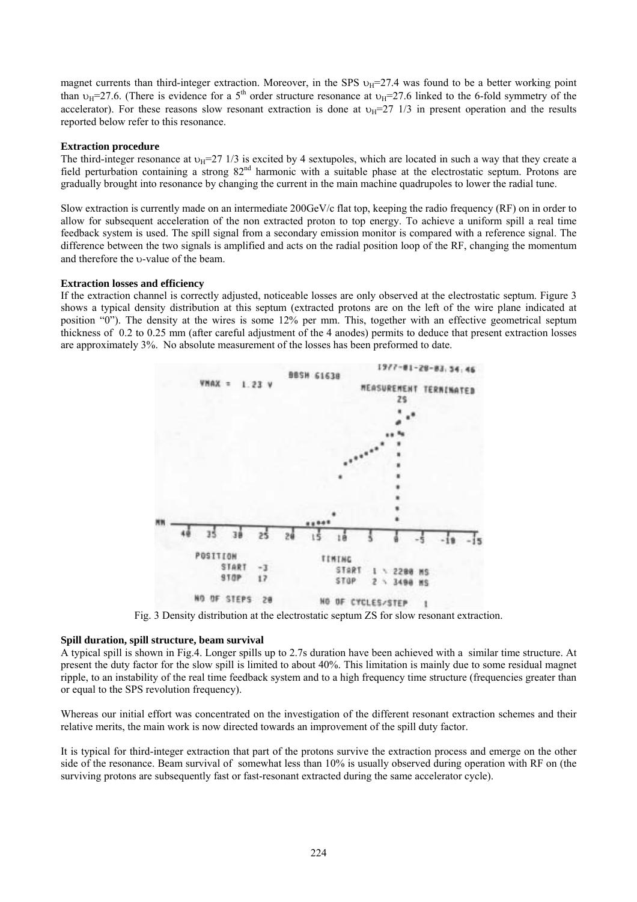magnet currents than third-integer extraction. Moreover, in the SPS $\upsilon_H$=27.4 was found to be a better working point than $\upsilon_H$=27.6. (There is evidence for a 5[th] order structure resonance at $\upsilon_H$=27.6 linked to the 6-fold symmetry of the accelerator). For these reasons slow resonant extraction is done at $\upsilon_H$=27 1/3 in present operation and the results reported below refer to this resonance.

**Extraction procedure**

The third-integer resonance at $\upsilon_H$=27 1/3 is excited by 4 sextupoles, which are located in such a way that they create a field perturbation containing a strong 82[nd] harmonic with a suitable phase at the electrostatic septum. Protons are gradually brought into resonance by changing the current in the main machine quadrupoles to lower the radial tune.

Slow extraction is currently made on an intermediate 200GeV/c flat top, keeping the radio frequency (RF) on in order to allow for subsequent acceleration of the non extracted proton to top energy. To achieve a uniform spill a real time feedback system is used. The spill signal from a secondary emission monitor is compared with a reference signal. The difference between the two signals is amplified and acts on the radial position loop of the RF, changing the momentum and therefore the $\upsilon$-value of the beam.

**Extraction losses and efficiency**

If the extraction channel is correctly adjusted, noticeable losses are only observed at the electrostatic septum. Figure 3 shows a typical density distribution at this septum (extracted protons are on the left of the wire plane indicated at position "0"). The density at the wires is some 12% per mm. This, together with an effective geometrical septum thickness of 0.2 to 0.25 mm (after careful adjustment of the 4 anodes) permits to deduce that present extraction losses are approximately 3%. No absolute measurement of the losses has been preformed to date.

Fig. 3 Density distribution at the electrostatic septum ZS for slow resonant extraction.

**Spill duration, spill structure, beam survival**

A typical spill is shown in Fig.4. Longer spills up to 2.7s duration have been achieved with a similar time structure. At present the duty factor for the slow spill is limited to about 40%. This limitation is mainly due to some residual magnet ripple, to an instability of the real time feedback system and to a high frequency time structure (frequencies greater than or equal to the SPS revolution frequency).

Whereas our initial effort was concentrated on the investigation of the different resonant extraction schemes and their relative merits, the main work is now directed towards an improvement of the spill duty factor.

It is typical for third-integer extraction that part of the protons survive the extraction process and emerge on the other side of the resonance. Beam survival of somewhat less than 10% is usually observed during operation with RF on (the surviving protons are subsequently fast or fast-resonant extracted during the same accelerator cycle).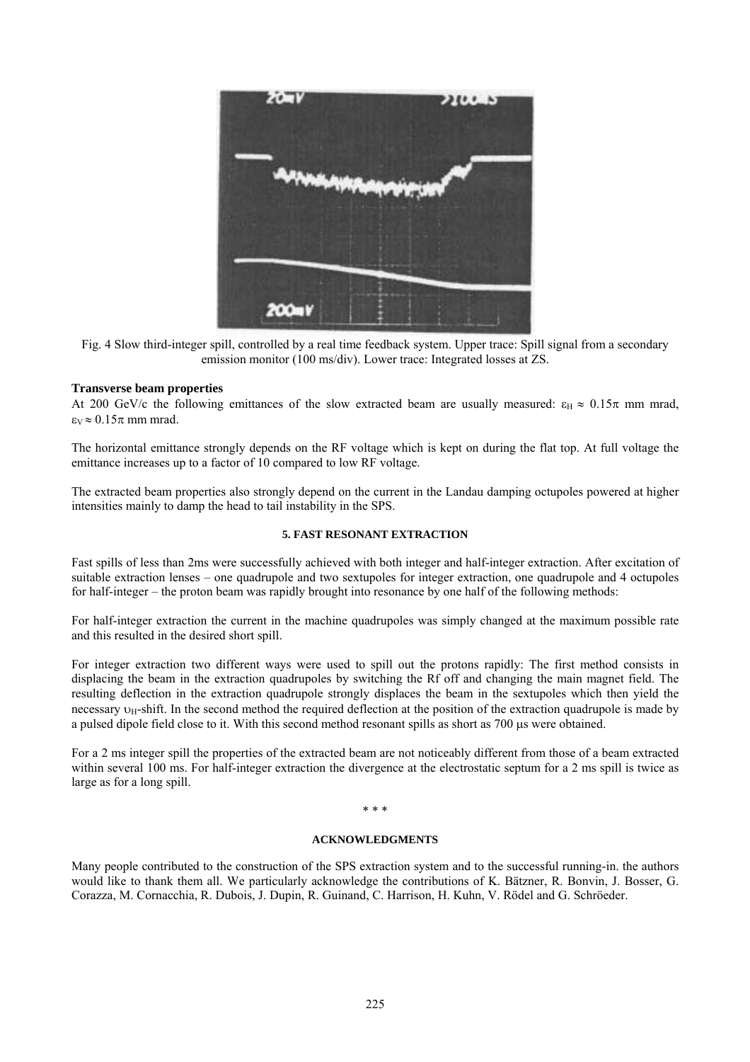Fig. 4 Slow third-integer spill, controlled by a real time feedback system. Upper trace: Spill signal from a secondary emission monitor (100 ms/div). Lower trace: Integrated losses at ZS.

**Transverse beam properties**

At 200 GeV/c the following emittances of the slow extracted beam are usually measured: $\varepsilon_H \approx 0.15\pi$ mm mrad, $\varepsilon_V \approx 0.15\pi$ mm mrad.

The horizontal emittance strongly depends on the RF voltage which is kept on during the flat top. At full voltage the emittance increases up to a factor of 10 compared to low RF voltage.

The extracted beam properties also strongly depend on the current in the Landau damping octupoles powered at higher intensities mainly to damp the head to tail instability in the SPS.

## 5. FAST RESONANT EXTRACTION

Fast spills of less than 2ms were successfully achieved with both integer and half-integer extraction. After excitation of suitable extraction lenses – one quadrupole and two sextupoles for integer extraction, one quadrupole and 4 octupoles for half-integer – the proton beam was rapidly brought into resonance by one half of the following methods:

For half-integer extraction the current in the machine quadrupoles was simply changed at the maximum possible rate and this resulted in the desired short spill.

For integer extraction two different ways were used to spill out the protons rapidly: The first method consists in displacing the beam in the extraction quadrupoles by switching the Rf off and changing the main magnet field. The resulting deflection in the extraction quadrupole strongly displaces the beam in the sextupoles which then yield the necessary $\upsilon_H$-shift. In the second method the required deflection at the position of the extraction quadrupole is made by a pulsed dipole field close to it. With this second method resonant spills as short as 700 μs were obtained.

For a 2 ms integer spill the properties of the extracted beam are not noticeably different from those of a beam extracted within several 100 ms. For half-integer extraction the divergence at the electrostatic septum for a 2 ms spill is twice as large as for a long spill.

\* \* \*

## ACKNOWLEDGMENTS

Many people contributed to the construction of the SPS extraction system and to the successful running-in. the authors would like to thank them all. We particularly acknowledge the contributions of K. Bätzner, R. Bonvin, J. Bosser, G. Corazza, M. Cornacchia, R. Dubois, J. Dupin, R. Guinand, C. Harrison, H. Kuhn, V. Rödel and G. Schröeder.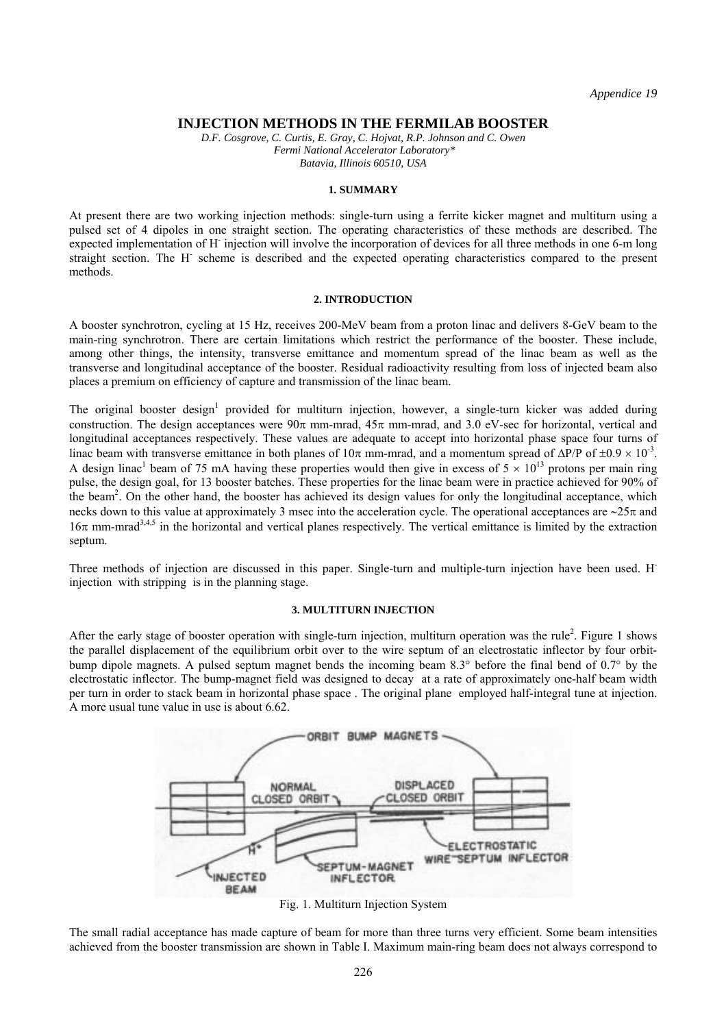# INJECTION METHODS IN THE FERMILAB BOOSTER

*D.F. Cosgrove, C. Curtis, E. Gray, C. Hojvat, R.P. Johnson and C. Owen*
*Fermi National Accelerator Laboratory\**
*Batavia, Illinois 60510, USA*

## 1. SUMMARY

At present there are two working injection methods: single-turn using a ferrite kicker magnet and multiturn using a pulsed set of 4 dipoles in one straight section. The operating characteristics of these methods are described. The expected implementation of $H^-$ injection will involve the incorporation of devices for all three methods in one 6-m long straight section. The $H^-$ scheme is described and the expected operating characteristics compared to the present methods.

## 2. INTRODUCTION

A booster synchrotron, cycling at 15 Hz, receives 200-MeV beam from a proton linac and delivers 8-GeV beam to the main-ring synchrotron. There are certain limitations which restrict the performance of the booster. These include, among other things, the intensity, transverse emittance and momentum spread of the linac beam as well as the transverse and longitudinal acceptance of the booster. Residual radioactivity resulting from loss of injected beam also places a premium on efficiency of capture and transmission of the linac beam.

The original booster design[1] provided for multiturn injection, however, a single-turn kicker was added during construction. The design acceptances were $90\pi$ mm-mrad, $45\pi$ mm-mrad, and 3.0 eV-sec for horizontal, vertical and longitudinal acceptances respectively. These values are adequate to accept into horizontal phase space four turns of linac beam with transverse emittance in both planes of $10\pi$ mm-mrad, and a momentum spread of $\Delta P/P$ of $\pm 0.9 \times 10^{-3}$. A design linac[1] beam of 75 mA having these properties would then give in excess of $5 \times 10^{13}$ protons per main ring pulse, the design goal, for 13 booster batches. These properties for the linac beam were in practice achieved for 90% of the beam[2]. On the other hand, the booster has achieved its design values for only the longitudinal acceptance, which necks down to this value at approximately 3 msec into the acceleration cycle. The operational acceptances are $\sim 25\pi$ and $16\pi$ mm-mrad[3,4,5] in the horizontal and vertical planes respectively. The vertical emittance is limited by the extraction septum.

Three methods of injection are discussed in this paper. Single-turn and multiple-turn injection have been used. $H^-$ injection with stripping is in the planning stage.

## 3. MULTITURN INJECTION

After the early stage of booster operation with single-turn injection, multiturn operation was the rule[2]. Figure 1 shows the parallel displacement of the equilibrium orbit over to the wire septum of an electrostatic inflector by four orbit-bump dipole magnets. A pulsed septum magnet bends the incoming beam 8.3° before the final bend of 0.7° by the electrostatic inflector. The bump-magnet field was designed to decay at a rate of approximately one-half beam width per turn in order to stack beam in horizontal phase space . The original plane employed half-integral tune at injection. A more usual tune value in use is about 6.62.

Fig. 1. Multiturn Injection System

The small radial acceptance has made capture of beam for more than three turns very efficient. Some beam intensities achieved from the booster transmission are shown in Table I. Maximum main-ring beam does not always correspond to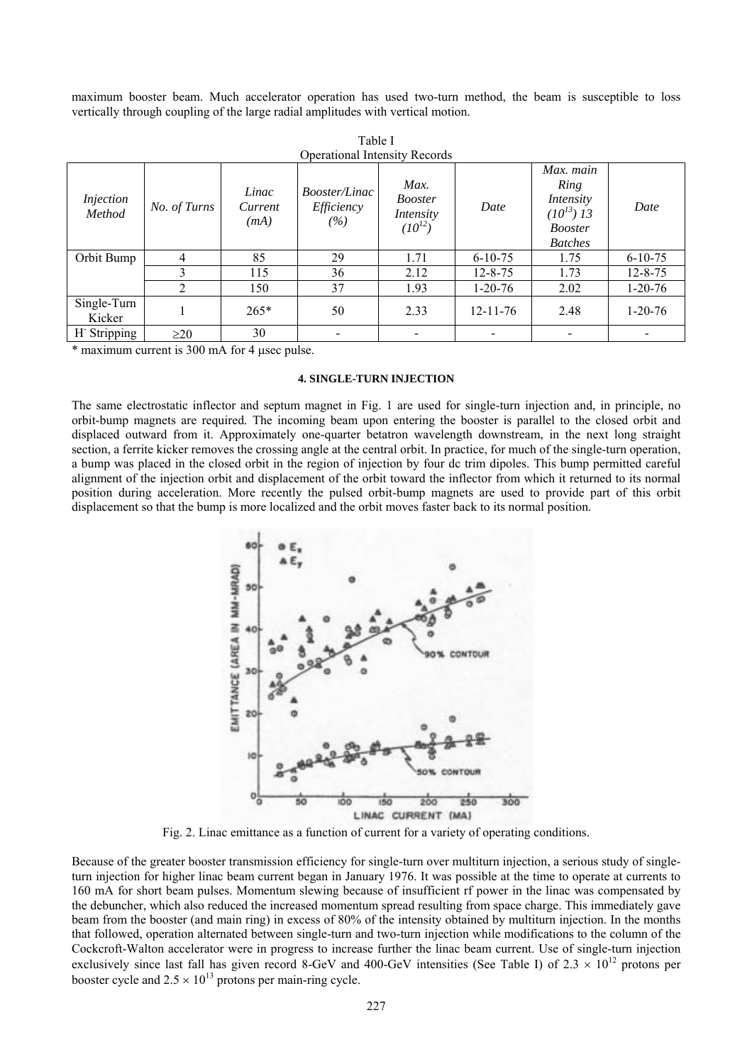maximum booster beam. Much accelerator operation has used two-turn method, the beam is susceptible to loss vertically through coupling of the large radial amplitudes with vertical motion.

Table I
Operational Intensity Records

| *Injection Method* | *No. of Turns* | *Linac Current (mA)* | *Booster/Linac Efficiency (%)* | *Max. Booster Intensity ($10^{12}$)* | *Date* | *Max. main Ring Intensity ($10^{13}$) 13 Booster Batches* | *Date* |
|---|---|---|---|---|---|---|---|
| Orbit Bump | 4 | 85 | 29 | 1.71 | 6-10-75 | 1.75 | 6-10-75 |
| | 3 | 115 | 36 | 2.12 | 12-8-75 | 1.73 | 12-8-75 |
| | 2 | 150 | 37 | 1.93 | 1-20-76 | 2.02 | 1-20-76 |
| Single-Turn Kicker | 1 | 265* | 50 | 2.33 | 12-11-76 | 2.48 | 1-20-76 |
| $H^-$ Stripping | ≥20 | 30 | - | - | - | - | - |

\* maximum current is 300 mA for 4 μsec pulse.

#### 4. SINGLE-TURN INJECTION

The same electrostatic inflector and septum magnet in Fig. 1 are used for single-turn injection and, in principle, no orbit-bump magnets are required. The incoming beam upon entering the booster is parallel to the closed orbit and displaced outward from it. Approximately one-quarter betatron wavelength downstream, in the next long straight section, a ferrite kicker removes the crossing angle at the central orbit. In practice, for much of the single-turn operation, a bump was placed in the closed orbit in the region of injection by four dc trim dipoles. This bump permitted careful alignment of the injection orbit and displacement of the orbit toward the inflector from which it returned to its normal position during acceleration. More recently the pulsed orbit-bump magnets are used to provide part of this orbit displacement so that the bump is more localized and the orbit moves faster back to its normal position.

Fig. 2. Linac emittance as a function of current for a variety of operating conditions.

Because of the greater booster transmission efficiency for single-turn over multiturn injection, a serious study of single-turn injection for higher linac beam current began in January 1976. It was possible at the time to operate at currents to 160 mA for short beam pulses. Momentum slewing because of insufficient rf power in the linac was compensated by the debuncher, which also reduced the increased momentum spread resulting from space charge. This immediately gave beam from the booster (and main ring) in excess of 80% of the intensity obtained by multiturn injection. In the months that followed, operation alternated between single-turn and two-turn injection while modifications to the column of the Cockcroft-Walton accelerator were in progress to increase further the linac beam current. Use of single-turn injection exclusively since last fall has given record 8-GeV and 400-GeV intensities (See Table I) of $2.3 \times 10^{12}$ protons per booster cycle and $2.5 \times 10^{13}$ protons per main-ring cycle.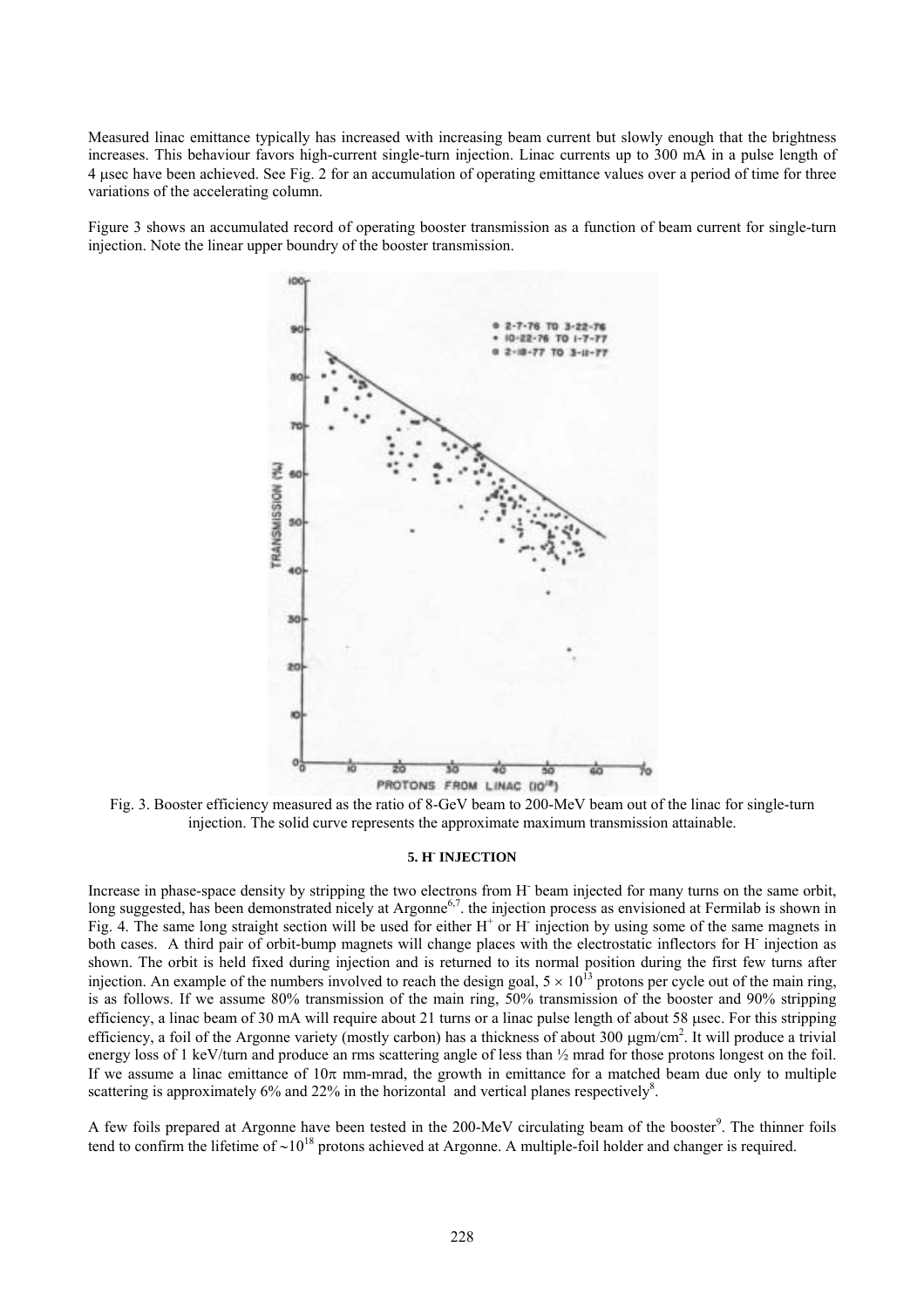Measured linac emittance typically has increased with increasing beam current but slowly enough that the brightness increases. This behaviour favors high-current single-turn injection. Linac currents up to 300 mA in a pulse length of 4 μsec have been achieved. See Fig. 2 for an accumulation of operating emittance values over a period of time for three variations of the accelerating column.

Figure 3 shows an accumulated record of operating booster transmission as a function of beam current for single-turn injection. Note the linear upper boundry of the booster transmission.

Fig. 3. Booster efficiency measured as the ratio of 8-GeV beam to 200-MeV beam out of the linac for single-turn injection. The solid curve represents the approximate maximum transmission attainable.

### 5. $H^-$ INJECTION

Increase in phase-space density by stripping the two electrons from $H^-$ beam injected for many turns on the same orbit, long suggested, has been demonstrated nicely at Argonne[6,7]. the injection process as envisioned at Fermilab is shown in Fig. 4. The same long straight section will be used for either $H^+$ or $H^-$ injection by using some of the same magnets in both cases. A third pair of orbit-bump magnets will change places with the electrostatic inflectors for $H^-$ injection as shown. The orbit is held fixed during injection and is returned to its normal position during the first few turns after injection. An example of the numbers involved to reach the design goal, $5 \times 10^{13}$ protons per cycle out of the main ring, is as follows. If we assume 80% transmission of the main ring, 50% transmission of the booster and 90% stripping efficiency, a linac beam of 30 mA will require about 21 turns or a linac pulse length of about 58 μsec. For this stripping efficiency, a foil of the Argonne variety (mostly carbon) has a thickness of about 300 μgm/cm$^2$. It will produce a trivial energy loss of 1 keV/turn and produce an rms scattering angle of less than ½ mrad for those protons longest on the foil. If we assume a linac emittance of $10\pi$ mm-mrad, the growth in emittance for a matched beam due only to multiple scattering is approximately 6% and 22% in the horizontal and vertical planes respectively[8].

A few foils prepared at Argonne have been tested in the 200-MeV circulating beam of the booster[9]. The thinner foils tend to confirm the lifetime of ~$10^{18}$ protons achieved at Argonne. A multiple-foil holder and changer is required.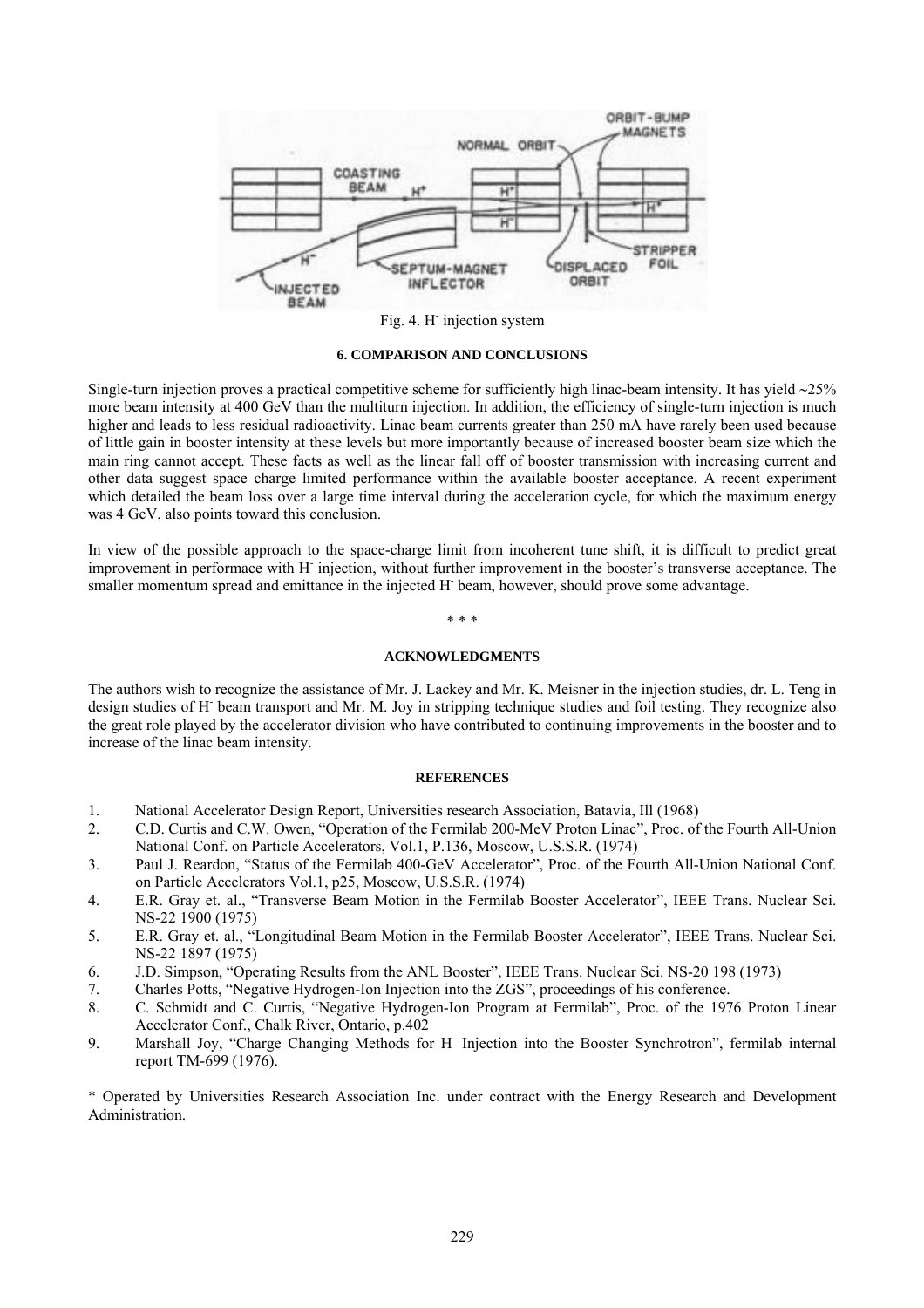Fig. 4. $H^-$ injection system

## 6. COMPARISON AND CONCLUSIONS

Single-turn injection proves a practical competitive scheme for sufficiently high linac-beam intensity. It has yield ~25% more beam intensity at 400 GeV than the multiturn injection. In addition, the efficiency of single-turn injection is much higher and leads to less residual radioactivity. Linac beam currents greater than 250 mA have rarely been used because of little gain in booster intensity at these levels but more importantly because of increased booster beam size which the main ring cannot accept. These facts as well as the linear fall off of booster transmission with increasing current and other data suggest space charge limited performance within the available booster acceptance. A recent experiment which detailed the beam loss over a large time interval during the acceleration cycle, for which the maximum energy was 4 GeV, also points toward this conclusion.

In view of the possible approach to the space-charge limit from incoherent tune shift, it is difficult to predict great improvement in performace with $H^-$ injection, without further improvement in the booster's transverse acceptance. The smaller momentum spread and emittance in the injected $H^-$ beam, however, should prove some advantage.

\* \* \*

## ACKNOWLEDGMENTS

The authors wish to recognize the assistance of Mr. J. Lackey and Mr. K. Meisner in the injection studies, dr. L. Teng in design studies of $H^-$ beam transport and Mr. M. Joy in stripping technique studies and foil testing. They recognize also the great role played by the accelerator division who have contributed to continuing improvements in the booster and to increase of the linac beam intensity.

## REFERENCES

1. National Accelerator Design Report, Universities research Association, Batavia, Ill (1968)
2. C.D. Curtis and C.W. Owen, "Operation of the Fermilab 200-MeV Proton Linac", Proc. of the Fourth All-Union National Conf. on Particle Accelerators, Vol.1, P.136, Moscow, U.S.S.R. (1974)
3. Paul J. Reardon, "Status of the Fermilab 400-GeV Accelerator", Proc. of the Fourth All-Union National Conf. on Particle Accelerators Vol.1, p25, Moscow, U.S.S.R. (1974)
4. E.R. Gray et. al., "Transverse Beam Motion in the Fermilab Booster Accelerator", IEEE Trans. Nuclear Sci. NS-22 1900 (1975)
5. E.R. Gray et. al., "Longitudinal Beam Motion in the Fermilab Booster Accelerator", IEEE Trans. Nuclear Sci. NS-22 1897 (1975)
6. J.D. Simpson, "Operating Results from the ANL Booster", IEEE Trans. Nuclear Sci. NS-20 198 (1973)
7. Charles Potts, "Negative Hydrogen-Ion Injection into the ZGS", proceedings of his conference.
8. C. Schmidt and C. Curtis, "Negative Hydrogen-Ion Program at Fermilab", Proc. of the 1976 Proton Linear Accelerator Conf., Chalk River, Ontario, p.402
9. Marshall Joy, "Charge Changing Methods for $H^-$ Injection into the Booster Synchrotron", fermilab internal report TM-699 (1976).

\* Operated by Universities Research Association Inc. under contract with the Energy Research and Development Administration.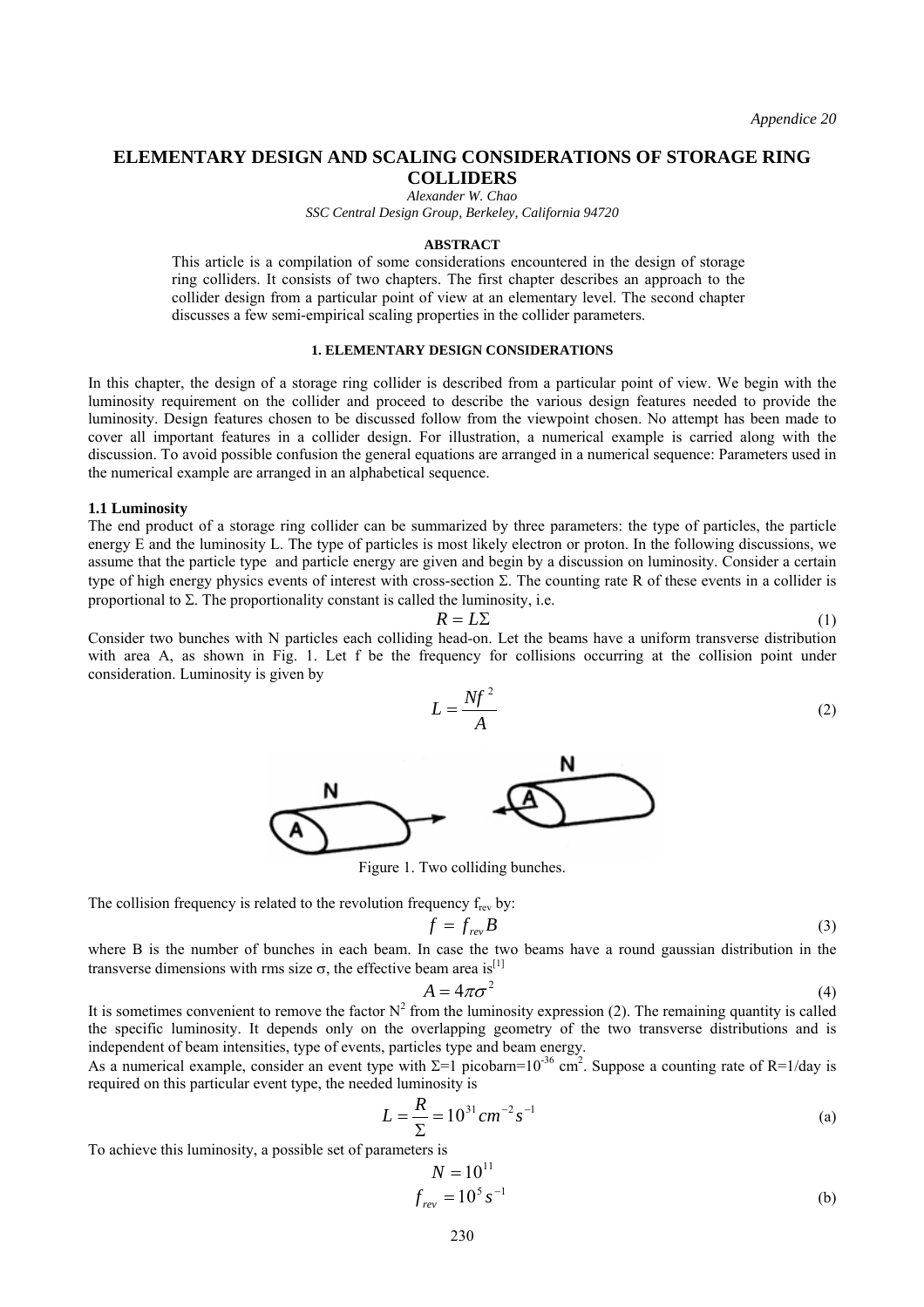# ELEMENTARY DESIGN AND SCALING CONSIDERATIONS OF STORAGE RING COLLIDERS

*Alexander W. Chao*

*SSC Central Design Group, Berkeley, California 94720*

**ABSTRACT**

This article is a compilation of some considerations encountered in the design of storage ring colliders. It consists of two chapters. The first chapter describes an approach to the collider design from a particular point of view at an elementary level. The second chapter discusses a few semi-empirical scaling properties in the collider parameters.

## 1. ELEMENTARY DESIGN CONSIDERATIONS

In this chapter, the design of a storage ring collider is described from a particular point of view. We begin with the luminosity requirement on the collider and proceed to describe the various design features needed to provide the luminosity. Design features chosen to be discussed follow from the viewpoint chosen. No attempt has been made to cover all important features in a collider design. For illustration, a numerical example is carried along with the discussion. To avoid possible confusion the general equations are arranged in a numerical sequence: Parameters used in the numerical example are arranged in an alphabetical sequence.

### 1.1 Luminosity

The end product of a storage ring collider can be summarized by three parameters: the type of particles, the particle energy E and the luminosity L. The type of particles is most likely electron or proton. In the following discussions, we assume that the particle type and particle energy are given and begin by a discussion on luminosity. Consider a certain type of high energy physics events of interest with cross-section $\Sigma$. The counting rate R of these events in a collider is proportional to $\Sigma$. The proportionality constant is called the luminosity, i.e.

$$R = L\Sigma \tag{1}$$

Consider two bunches with N particles each colliding head-on. Let the beams have a uniform transverse distribution with area A, as shown in Fig. 1. Let f be the frequency for collisions occurring at the collision point under consideration. Luminosity is given by

$$L = \frac{Nf^2}{A} \tag{2}$$

Figure 1. Two colliding bunches.

The collision frequency is related to the revolution frequency $f_{rev}$ by:

$$f = f_{rev}B \tag{3}$$

where B is the number of bunches in each beam. In case the two beams have a round gaussian distribution in the transverse dimensions with rms size $\sigma$, the effective beam area is[1]

$$A = 4\pi\sigma^2 \tag{4}$$

It is sometimes convenient to remove the factor $N^2$ from the luminosity expression (2). The remaining quantity is called the specific luminosity. It depends only on the overlapping geometry of the two transverse distributions and is independent of beam intensities, type of events, particles type and beam energy.

As a numerical example, consider an event type with $\Sigma$=1 picobarn=$10^{-36}$ cm$^2$. Suppose a counting rate of R=1/day is required on this particular event type, the needed luminosity is

$$L = \frac{R}{\Sigma} = 10^{31}\,cm^{-2}s^{-1} \tag{a}$$

To achieve this luminosity, a possible set of parameters is

$$N = 10^{11}$$
$$f_{rev} = 10^5\,s^{-1} \tag{b}$$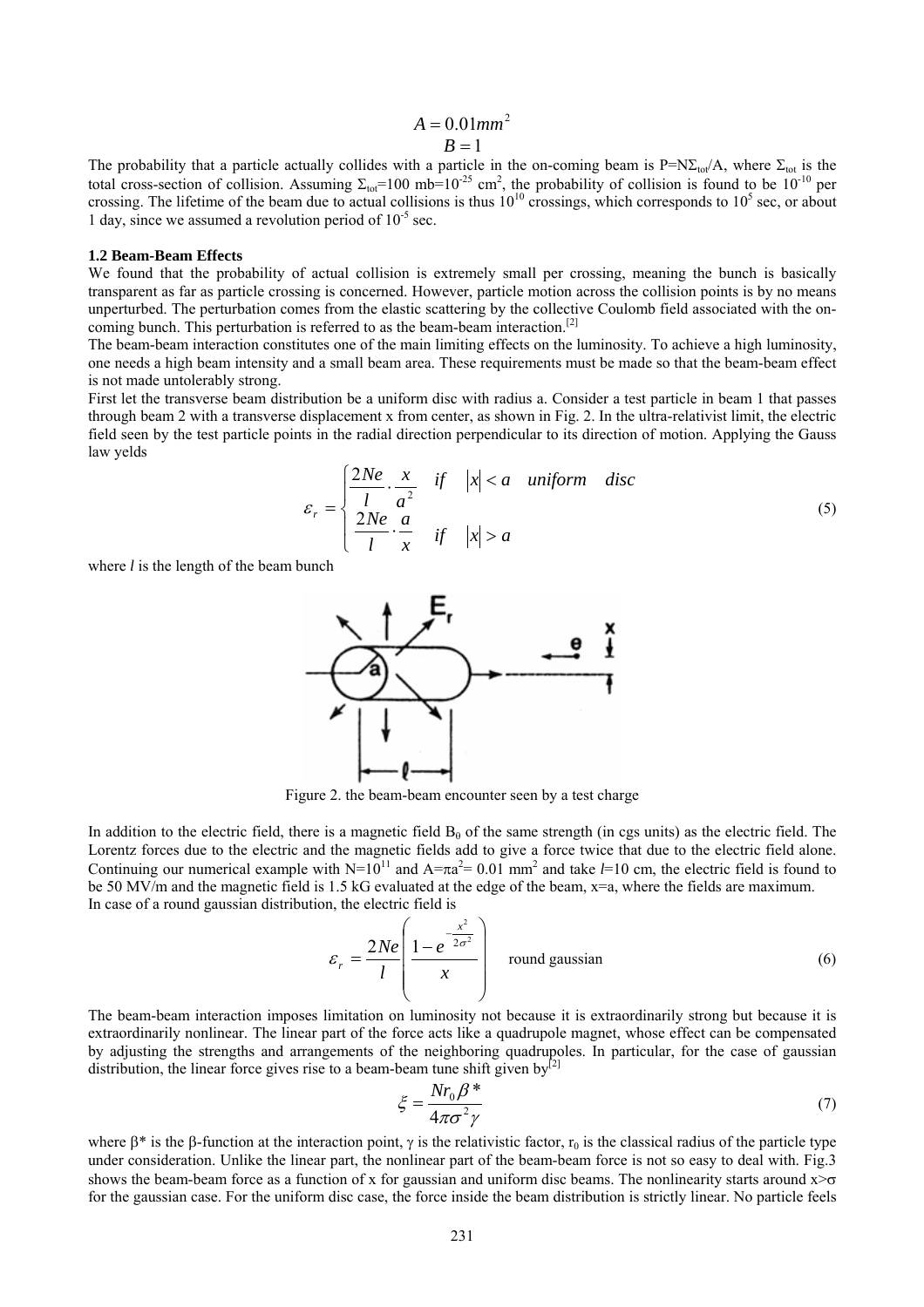$$A = 0.01mm^2$$
$$B = 1$$

The probability that a particle actually collides with a particle in the on-coming beam is $P=N\Sigma_{tot}/A$, where $\Sigma_{tot}$ is the total cross-section of collision. Assuming $\Sigma_{tot}$=100 mb=$10^{-25}$ cm$^2$, the probability of collision is found to be $10^{-10}$ per crossing. The lifetime of the beam due to actual collisions is thus $10^{10}$ crossings, which corresponds to $10^5$ sec, or about 1 day, since we assumed a revolution period of $10^{-5}$ sec.

**1.2 Beam-Beam Effects**

We found that the probability of actual collision is extremely small per crossing, meaning the bunch is basically transparent as far as particle crossing is concerned. However, particle motion across the collision points is by no means unperturbed. The perturbation comes from the elastic scattering by the collective Coulomb field associated with the on-coming bunch. This perturbation is referred to as the beam-beam interaction.[2]

The beam-beam interaction constitutes one of the main limiting effects on the luminosity. To achieve a high luminosity, one needs a high beam intensity and a small beam area. These requirements must be made so that the beam-beam effect is not made untolerably strong.

First let the transverse beam distribution be a uniform disc with radius a. Consider a test particle in beam 1 that passes through beam 2 with a transverse displacement x from center, as shown in Fig. 2. In the ultra-relativist limit, the electric field seen by the test particle points in the radial direction perpendicular to its direction of motion. Applying the Gauss law yelds

$$\varepsilon_r = \begin{cases} \dfrac{2Ne}{l} \cdot \dfrac{x}{a^2} & if \quad |x| < a \quad uniform \quad disc \\ \dfrac{2Ne}{l} \cdot \dfrac{a}{x} & if \quad |x| > a \end{cases} \tag{5}$$

where *l* is the length of the beam bunch

Figure 2. the beam-beam encounter seen by a test charge

In addition to the electric field, there is a magnetic field $B_0$ of the same strength (in cgs units) as the electric field. The Lorentz forces due to the electric and the magnetic fields add to give a force twice that due to the electric field alone. Continuing our numerical example with $N=10^{11}$ and $A=\pi a^2= 0.01$ mm$^2$ and take $l$=10 cm, the electric field is found to be 50 MV/m and the magnetic field is 1.5 kG evaluated at the edge of the beam, x=a, where the fields are maximum.

In case of a round gaussian distribution, the electric field is

$$\varepsilon_r = \frac{2Ne}{l} \left( \frac{1 - e^{-\frac{x^2}{2\sigma^2}}}{x} \right) \quad \text{round gaussian} \tag{6}$$

The beam-beam interaction imposes limitation on luminosity not because it is extraordinarily strong but because it is extraordinarily nonlinear. The linear part of the force acts like a quadrupole magnet, whose effect can be compensated by adjusting the strengths and arrangements of the neighboring quadrupoles. In particular, for the case of gaussian distribution, the linear force gives rise to a beam-beam tune shift given by[2]

$$\xi = \frac{N r_0 \beta^*}{4\pi\sigma^2\gamma} \tag{7}$$

where $\beta^*$ is the $\beta$-function at the interaction point, $\gamma$ is the relativistic factor, $r_0$ is the classical radius of the particle type under consideration. Unlike the linear part, the nonlinear part of the beam-beam force is not so easy to deal with. Fig.3 shows the beam-beam force as a function of x for gaussian and uniform disc beams. The nonlinearity starts around $x>\sigma$ for the gaussian case. For the uniform disc case, the force inside the beam distribution is strictly linear. No particle feels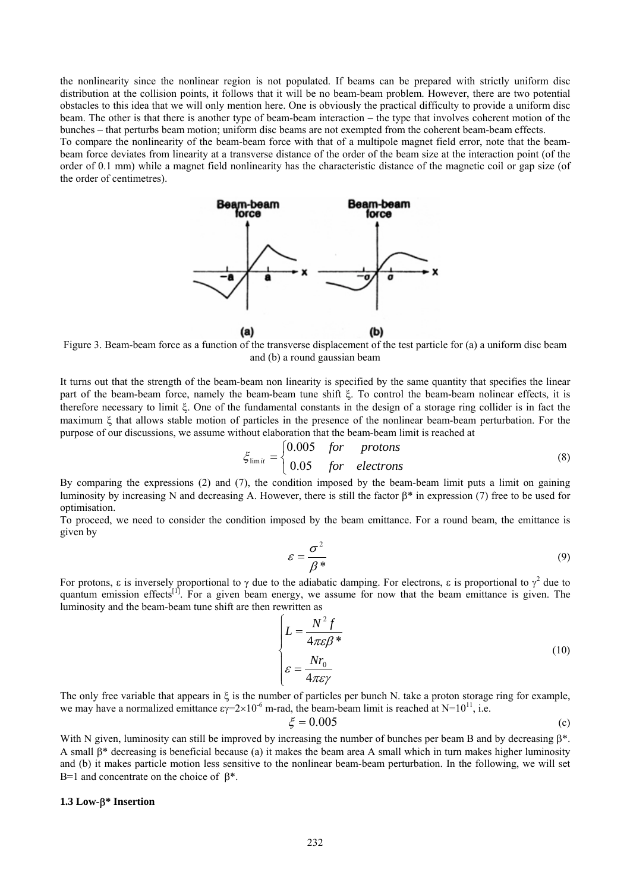the nonlinearity since the nonlinear region is not populated. If beams can be prepared with strictly uniform disc distribution at the collision points, it follows that it will be no beam-beam problem. However, there are two potential obstacles to this idea that we will only mention here. One is obviously the practical difficulty to provide a uniform disc beam. The other is that there is another type of beam-beam interaction – the type that involves coherent motion of the bunches – that perturbs beam motion; uniform disc beams are not exempted from the coherent beam-beam effects.
To compare the nonlinearity of the beam-beam force with that of a multipole magnet field error, note that the beam-beam force deviates from linearity at a transverse distance of the order of the beam size at the interaction point (of the order of 0.1 mm) while a magnet field nonlinearity has the characteristic distance of the magnetic coil or gap size (of the order of centimetres).

Figure 3. Beam-beam force as a function of the transverse displacement of the test particle for (a) a uniform disc beam and (b) a round gaussian beam

It turns out that the strength of the beam-beam non linearity is specified by the same quantity that specifies the linear part of the beam-beam force, namely the beam-beam tune shift $\xi$. To control the beam-beam nolinear effects, it is therefore necessary to limit $\xi$. One of the fundamental constants in the design of a storage ring collider is in fact the maximum $\xi$ that allows stable motion of particles in the presence of the nonlinear beam-beam perturbation. For the purpose of our discussions, we assume without elaboration that the beam-beam limit is reached at

$$\xi_{\lim it} = \begin{cases} 0.005 & for \quad protons \\ 0.05 & for \quad electrons \end{cases} \tag{8}$$

By comparing the expressions (2) and (7), the condition imposed by the beam-beam limit puts a limit on gaining luminosity by increasing N and decreasing A. However, there is still the factor $\beta^*$ in expression (7) free to be used for optimisation.
To proceed, we need to consider the condition imposed by the beam emittance. For a round beam, the emittance is given by

$$\varepsilon = \frac{\sigma^2}{\beta^*} \tag{9}$$

For protons, $\varepsilon$ is inversely proportional to $\gamma$ due to the adiabatic damping. For electrons, $\varepsilon$ is proportional to $\gamma^2$ due to quantum emission effects[1]. For a given beam energy, we assume for now that the beam emittance is given. The luminosity and the beam-beam tune shift are then rewritten as

$$\begin{cases} L = \dfrac{N^2 f}{4\pi\varepsilon\beta^*} \\ \varepsilon = \dfrac{Nr_0}{4\pi\varepsilon\gamma} \end{cases} \tag{10}$$

The only free variable that appears in $\xi$ is the number of particles per bunch N. take a proton storage ring for example, we may have a normalized emittance $\varepsilon\gamma = 2\times10^{-6}$ m-rad, the beam-beam limit is reached at $N=10^{11}$, i.e.

$$\xi = 0.005 \tag{c}$$

With N given, luminosity can still be improved by increasing the number of bunches per beam B and by decreasing $\beta^*$. A small $\beta^*$ decreasing is beneficial because (a) it makes the beam area A small which in turn makes higher luminosity and (b) it makes particle motion less sensitive to the nonlinear beam-beam perturbation. In the following, we will set B=1 and concentrate on the choice of $\beta^*$.

**1.3 Low-$\beta^*$ Insertion**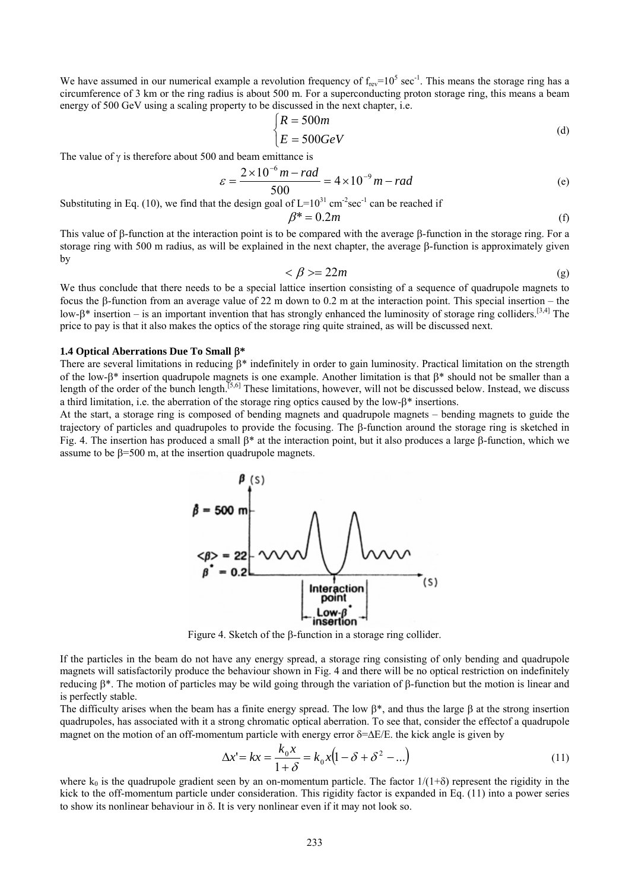We have assumed in our numerical example a revolution frequency of $f_{rev}=10^5$ sec$^{-1}$. This means the storage ring has a circumference of 3 km or the ring radius is about 500 m. For a superconducting proton storage ring, this means a beam energy of 500 GeV using a scaling property to be discussed in the next chapter, i.e.

$$\begin{cases} R = 500m \\ E = 500GeV \end{cases} \tag{d}$$

The value of $\gamma$ is therefore about 500 and beam emittance is

$$\varepsilon = \frac{2\times10^{-6}\,m-rad}{500} = 4\times10^{-9}\,m-rad \tag{e}$$

Substituting in Eq. (10), we find that the design goal of $L=10^{31}$ cm$^{-2}$sec$^{-1}$ can be reached if

$$\beta^* = 0.2m \tag{f}$$

This value of β-function at the interaction point is to be compared with the average β-function in the storage ring. For a storage ring with 500 m radius, as will be explained in the next chapter, the average β-function is approximately given by

$$<\beta>= 22m \tag{g}$$

We thus conclude that there needs to be a special lattice insertion consisting of a sequence of quadrupole magnets to focus the β-function from an average value of 22 m down to 0.2 m at the interaction point. This special insertion – the low-β* insertion – is an important invention that has strongly enhanced the luminosity of storage ring colliders.[3,4] The price to pay is that it also makes the optics of the storage ring quite strained, as will be discussed next.

**1.4 Optical Aberrations Due To Small β***

There are several limitations in reducing β* indefinitely in order to gain luminosity. Practical limitation on the strength of the low-β* insertion quadrupole magnets is one example. Another limitation is that β* should not be smaller than a length of the order of the bunch length.[5,6] These limitations, however, will not be discussed below. Instead, we discuss a third limitation, i.e. the aberration of the storage ring optics caused by the low-β* insertions.

At the start, a storage ring is composed of bending magnets and quadrupole magnets – bending magnets to guide the trajectory of particles and quadrupoles to provide the focusing. The β-function around the storage ring is sketched in Fig. 4. The insertion has produced a small β* at the interaction point, but it also produces a large β-function, which we assume to be β=500 m, at the insertion quadrupole magnets.

Figure 4. Sketch of the β-function in a storage ring collider.

If the particles in the beam do not have any energy spread, a storage ring consisting of only bending and quadrupole magnets will satisfactorily produce the behaviour shown in Fig. 4 and there will be no optical restriction on indefinitely reducing β*. The motion of particles may be wild going through the variation of β-function but the motion is linear and is perfectly stable.

The difficulty arises when the beam has a finite energy spread. The low β*, and thus the large β at the strong insertion quadrupoles, has associated with it a strong chromatic optical aberration. To see that, consider the effectof a quadrupole magnet on the motion of an off-momentum particle with energy error $\delta=\Delta E/E$. the kick angle is given by

$$\Delta x' = kx = \frac{k_0 x}{1+\delta} = k_0 x\left(1-\delta+\delta^2-...\right) \tag{11}$$

where $k_0$ is the quadrupole gradient seen by an on-momentum particle. The factor $1/(1+\delta)$ represent the rigidity in the kick to the off-momentum particle under consideration. This rigidity factor is expanded in Eq. (11) into a power series to show its nonlinear behaviour in δ. It is very nonlinear even if it may not look so.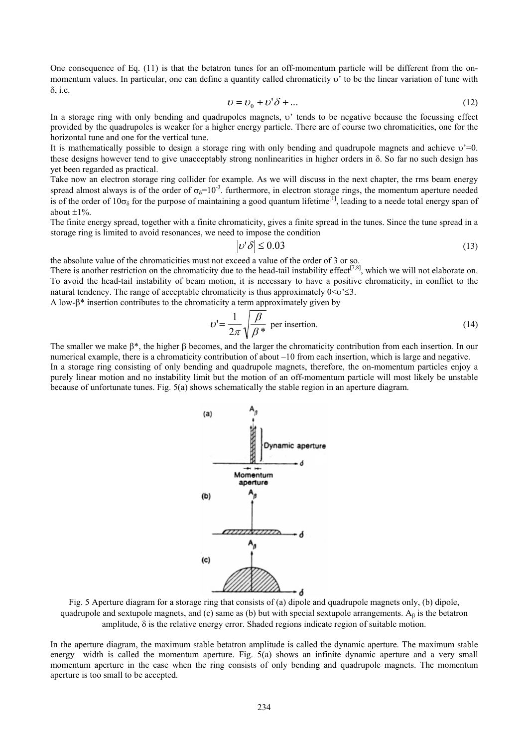One consequence of Eq. (11) is that the betatron tunes for an off-momentum particle will be different from the on-momentum values. In particular, one can define a quantity called chromaticity $\upsilon'$ to be the linear variation of tune with $\delta$, i.e.

$$\upsilon = \upsilon_0 + \upsilon'\delta + ... \tag{12}$$

In a storage ring with only bending and quadrupoles magnets, $\upsilon'$ tends to be negative because the focussing effect provided by the quadrupoles is weaker for a higher energy particle. There are of course two chromaticities, one for the horizontal tune and one for the vertical tune.

It is mathematically possible to design a storage ring with only bending and quadrupole magnets and achieve $\upsilon'=0$. these designs however tend to give unacceptably strong nonlinearities in higher orders in $\delta$. So far no such design has yet been regarded as practical.

Take now an electron storage ring collider for example. As we will discuss in the next chapter, the rms beam energy spread almost always is of the order of $\sigma_\delta=10^{-3}$. furthermore, in electron storage rings, the momentum aperture needed is of the order of $10\sigma_\delta$ for the purpose of maintaining a good quantum lifetime[1], leading to a neede total energy span of about $\pm1\%$.

The finite energy spread, together with a finite chromaticity, gives a finite spread in the tunes. Since the tune spread in a storage ring is limited to avoid resonances, we need to impose the condition

$$|\upsilon'\delta| \leq 0.03 \tag{13}$$

the absolute value of the chromaticities must not exceed a value of the order of 3 or so.

There is another restriction on the chromaticity due to the head-tail instability effect[7,8], which we will not elaborate on. To avoid the head-tail instability of beam motion, it is necessary to have a positive chromaticity, in conflict to the natural tendency. The range of acceptable chromaticity is thus approximately $0<\upsilon'\leq3$.

A low-$\beta^*$ insertion contributes to the chromaticity a term approximately given by

$$\upsilon' = \frac{1}{2\pi}\sqrt{\frac{\beta}{\beta^*}} \text{ per insertion.} \tag{14}$$

The smaller we make $\beta^*$, the higher $\beta$ becomes, and the larger the chromaticity contribution from each insertion. In our numerical example, there is a chromaticity contribution of about –10 from each insertion, which is large and negative.

In a storage ring consisting of only bending and quadrupole magnets, therefore, the on-momentum particles enjoy a purely linear motion and no instability limit but the motion of an off-momentum particle will most likely be unstable because of unfortunate tunes. Fig. 5(a) shows schematically the stable region in an aperture diagram.

Fig. 5 Aperture diagram for a storage ring that consists of (a) dipole and quadrupole magnets only, (b) dipole, quadrupole and sextupole magnets, and (c) same as (b) but with special sextupole arrangements. $A_\beta$ is the betatron amplitude, $\delta$ is the relative energy error. Shaded regions indicate region of suitable motion.

In the aperture diagram, the maximum stable betatron amplitude is called the dynamic aperture. The maximum stable energy width is called the momentum aperture. Fig. 5(a) shows an infinite dynamic aperture and a very small momentum aperture in the case when the ring consists of only bending and quadrupole magnets. The momentum aperture is too small to be accepted.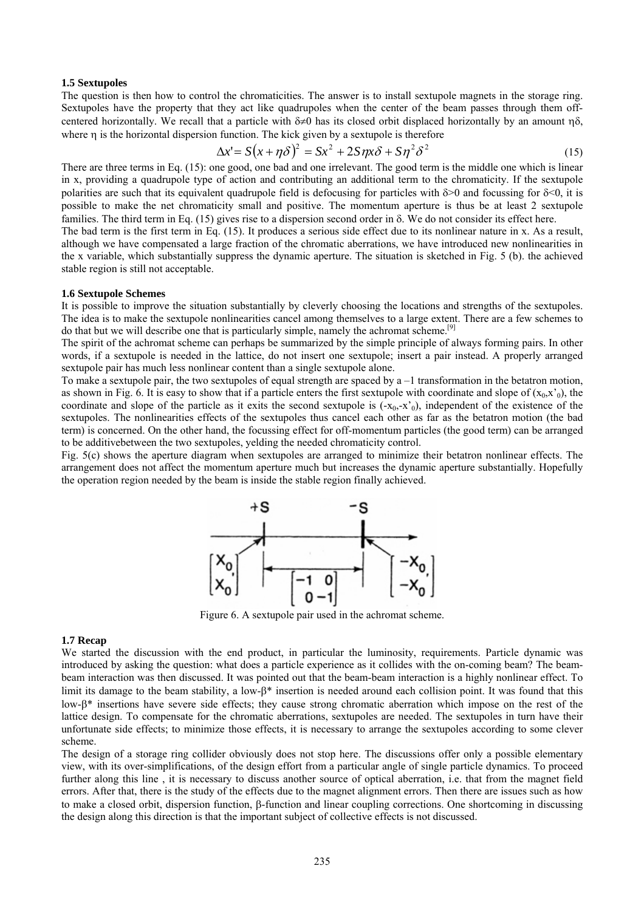### 1.5 Sextupoles

The question is then how to control the chromaticities. The answer is to install sextupole magnets in the storage ring. Sextupoles have the property that they act like quadrupoles when the center of the beam passes through them off-centered horizontally. We recall that a particle with $\delta\neq 0$ has its closed orbit displaced horizontally by an amount $\eta\delta$, where $\eta$ is the horizontal dispersion function. The kick given by a sextupole is therefore

$$\Delta x' = S(x+\eta\delta)^2 = Sx^2 + 2S\eta x\delta + S\eta^2\delta^2 \tag{15}$$

There are three terms in Eq. (15): one good, one bad and one irrelevant. The good term is the middle one which is linear in x, providing a quadrupole type of action and contributing an additional term to the chromaticity. If the sextupole polarities are such that its equivalent quadrupole field is defocusing for particles with $\delta>0$ and focussing for $\delta<0$, it is possible to make the net chromaticity small and positive. The momentum aperture is thus be at least 2 sextupole families. The third term in Eq. (15) gives rise to a dispersion second order in $\delta$. We do not consider its effect here.

The bad term is the first term in Eq. (15). It produces a serious side effect due to its nonlinear nature in x. As a result, although we have compensated a large fraction of the chromatic aberrations, we have introduced new nonlinearities in the x variable, which substantially suppress the dynamic aperture. The situation is sketched in Fig. 5 (b). the achieved stable region is still not acceptable.

### 1.6 Sextupole Schemes

It is possible to improve the situation substantially by cleverly choosing the locations and strengths of the sextupoles. The idea is to make the sextupole nonlinearities cancel among themselves to a large extent. There are a few schemes to do that but we will describe one that is particularly simple, namely the achromat scheme.[9]

The spirit of the achromat scheme can perhaps be summarized by the simple principle of always forming pairs. In other words, if a sextupole is needed in the lattice, do not insert one sextupole; insert a pair instead. A properly arranged sextupole pair has much less nonlinear content than a single sextupole alone.

To make a sextupole pair, the two sextupoles of equal strength are spaced by a –1 transformation in the betatron motion, as shown in Fig. 6. It is easy to show that if a particle enters the first sextupole with coordinate and slope of $(x_0,x'_0)$, the coordinate and slope of the particle as it exits the second sextupole is $(-x_0,-x'_0)$, independent of the existence of the sextupoles. The nonlinearities effects of the sextupoles thus cancel each other as far as the betatron motion (the bad term) is concerned. On the other hand, the focussing effect for off-momentum particles (the good term) can be arranged to be additivebetween the two sextupoles, yelding the needed chromaticity control.

Fig. 5(c) shows the aperture diagram when sextupoles are arranged to minimize their betatron nonlinear effects. The arrangement does not affect the momentum aperture much but increases the dynamic aperture substantially. Hopefully the operation region needed by the beam is inside the stable region finally achieved.

Figure 6. A sextupole pair used in the achromat scheme.

### 1.7 Recap

We started the discussion with the end product, in particular the luminosity, requirements. Particle dynamic was introduced by asking the question: what does a particle experience as it collides with the on-coming beam? The beam-beam interaction was then discussed. It was pointed out that the beam-beam interaction is a highly nonlinear effect. To limit its damage to the beam stability, a low-$\beta^*$ insertion is needed around each collision point. It was found that this low-$\beta^*$ insertions have severe side effects; they cause strong chromatic aberration which impose on the rest of the lattice design. To compensate for the chromatic aberrations, sextupoles are needed. The sextupoles in turn have their unfortunate side effects; to minimize those effects, it is necessary to arrange the sextupoles according to some clever scheme.

The design of a storage ring collider obviously does not stop here. The discussions offer only a possible elementary view, with its over-simplifications, of the design effort from a particular angle of single particle dynamics. To proceed further along this line , it is necessary to discuss another source of optical aberration, i.e. that from the magnet field errors. After that, there is the study of the effects due to the magnet alignment errors. Then there are issues such as how to make a closed orbit, dispersion function, $\beta$-function and linear coupling corrections. One shortcoming in discussing the design along this direction is that the important subject of collective effects is not discussed.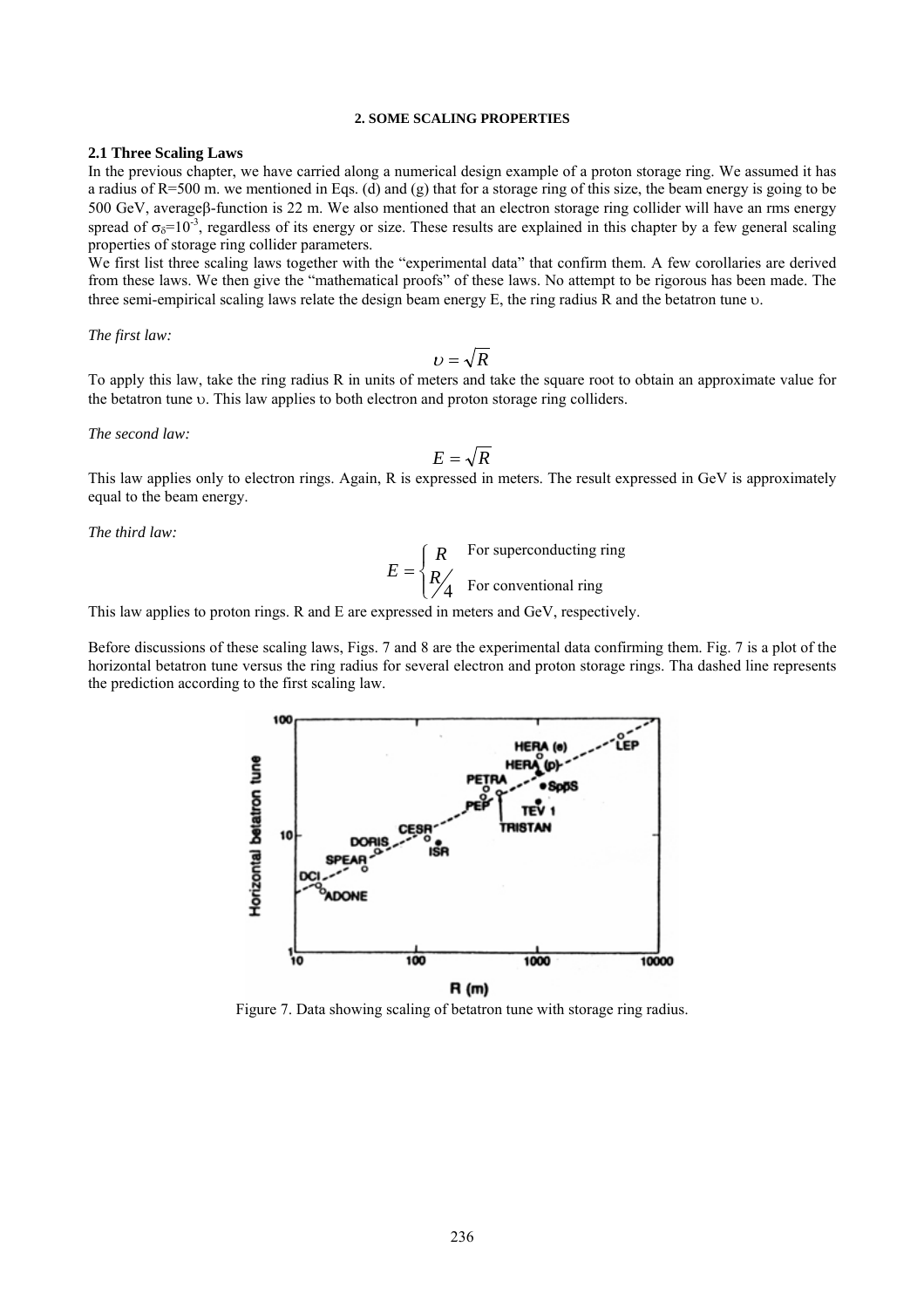## 2. SOME SCALING PROPERTIES

### 2.1 Three Scaling Laws

In the previous chapter, we have carried along a numerical design example of a proton storage ring. We assumed it has a radius of R=500 m. we mentioned in Eqs. (d) and (g) that for a storage ring of this size, the beam energy is going to be 500 GeV, average β-function is 22 m. We also mentioned that an electron storage ring collider will have an rms energy spread of $\sigma_\delta=10^{-3}$, regardless of its energy or size. These results are explained in this chapter by a few general scaling properties of storage ring collider parameters.

We first list three scaling laws together with the "experimental data" that confirm them. A few corollaries are derived from these laws. We then give the "mathematical proofs" of these laws. No attempt to be rigorous has been made. The three semi-empirical scaling laws relate the design beam energy E, the ring radius R and the betatron tune υ.

*The first law:*

$$\upsilon = \sqrt{R}$$

To apply this law, take the ring radius R in units of meters and take the square root to obtain an approximate value for the betatron tune υ. This law applies to both electron and proton storage ring colliders.

*The second law:*

$$E = \sqrt{R}$$

This law applies only to electron rings. Again, R is expressed in meters. The result expressed in GeV is approximately equal to the beam energy.

*The third law:*

$$E = \begin{cases} R & \text{For superconducting ring} \\ R/4 & \text{For conventional ring} \end{cases}$$

This law applies to proton rings. R and E are expressed in meters and GeV, respectively.

Before discussions of these scaling laws, Figs. 7 and 8 are the experimental data confirming them. Fig. 7 is a plot of the horizontal betatron tune versus the ring radius for several electron and proton storage rings. Tha dashed line represents the prediction according to the first scaling law.

Figure 7. Data showing scaling of betatron tune with storage ring radius.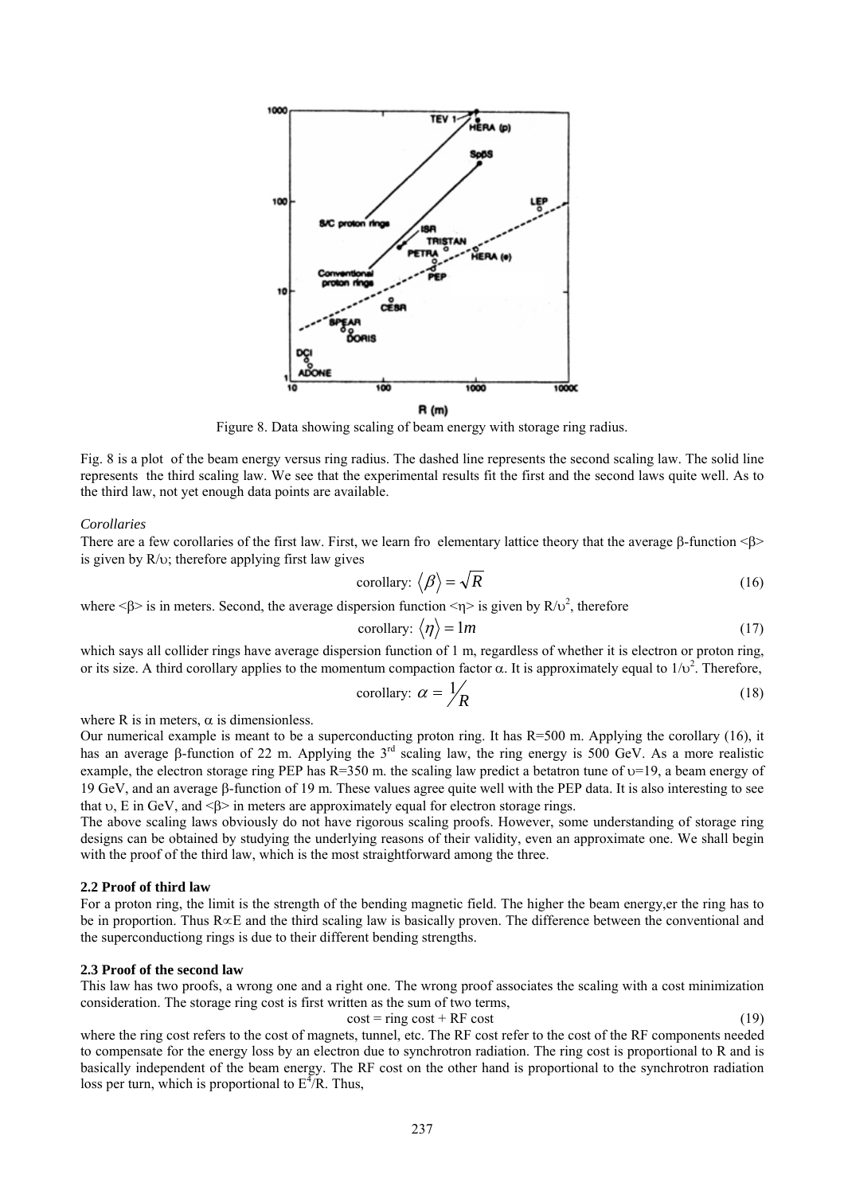Figure 8. Data showing scaling of beam energy with storage ring radius.

Fig. 8 is a plot of the beam energy versus ring radius. The dashed line represents the second scaling law. The solid line represents the third scaling law. We see that the experimental results fit the first and the second laws quite well. As to the third law, not yet enough data points are available.

*Corollaries*

There are a few corollaries of the first law. First, we learn fro elementary lattice theory that the average β-function <β> is given by R/υ; therefore applying first law gives

$$\text{corollary: } \langle \beta \rangle = \sqrt{R} \tag{16}$$

where <β> is in meters. Second, the average dispersion function <η> is given by $R/\upsilon^2$, therefore

$$\text{corollary: } \langle \eta \rangle = 1m \tag{17}$$

which says all collider rings have average dispersion function of 1 m, regardless of whether it is electron or proton ring, or its size. A third corollary applies to the momentum compaction factor α. It is approximately equal to $1/\upsilon^2$. Therefore,

$$\text{corollary: } \alpha = \frac{1}{R} \tag{18}$$

where R is in meters, α is dimensionless.

Our numerical example is meant to be a superconducting proton ring. It has R=500 m. Applying the corollary (16), it has an average β-function of 22 m. Applying the 3rd scaling law, the ring energy is 500 GeV. As a more realistic example, the electron storage ring PEP has R=350 m. the scaling law predict a betatron tune of υ=19, a beam energy of 19 GeV, and an average β-function of 19 m. These values agree quite well with the PEP data. It is also interesting to see that υ, E in GeV, and <β> in meters are approximately equal for electron storage rings.

The above scaling laws obviously do not have rigorous scaling proofs. However, some understanding of storage ring designs can be obtained by studying the underlying reasons of their validity, even an approximate one. We shall begin with the proof of the third law, which is the most straightforward among the three.

### 2.2 Proof of third law

For a proton ring, the limit is the strength of the bending magnetic field. The higher the beam energy,er the ring has to be in proportion. Thus R∝E and the third scaling law is basically proven. The difference between the conventional and the superconductiong rings is due to their different bending strengths.

### 2.3 Proof of the second law

This law has two proofs, a wrong one and a right one. The wrong proof associates the scaling with a cost minimization consideration. The storage ring cost is first written as the sum of two terms,

$$\text{cost} = \text{ring cost} + \text{RF cost} \tag{19}$$

where the ring cost refers to the cost of magnets, tunnel, etc. The RF cost refer to the cost of the RF components needed to compensate for the energy loss by an electron due to synchrotron radiation. The ring cost is proportional to R and is basically independent of the beam energy. The RF cost on the other hand is proportional to the synchrotron radiation loss per turn, which is proportional to $E^4/R$. Thus,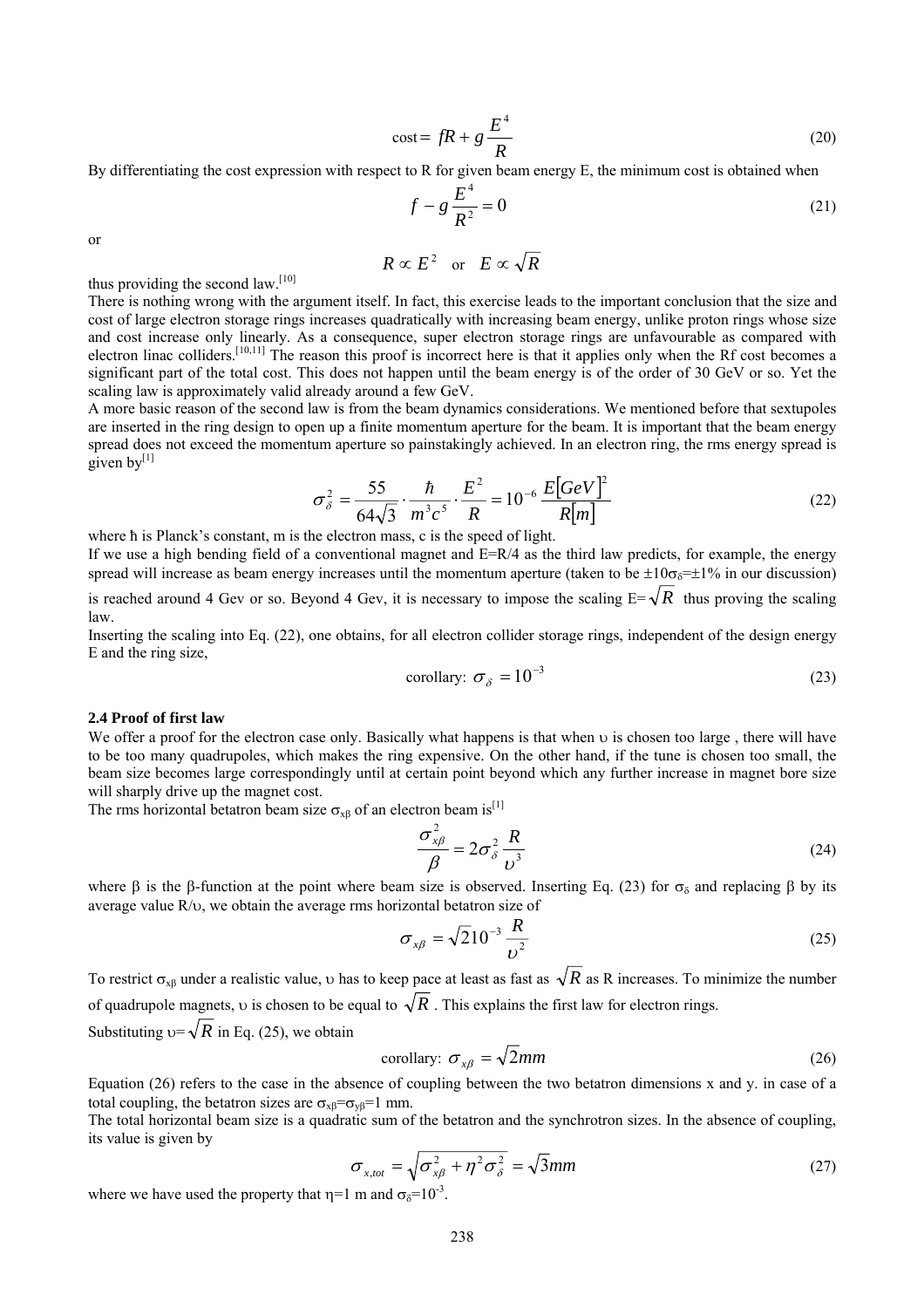$$\text{cost} = fR + g\frac{E^4}{R} \tag{20}$$

By differentiating the cost expression with respect to R for given beam energy E, the minimum cost is obtained when

$$f - g\frac{E^4}{R^2} = 0 \tag{21}$$

or

$$R \propto E^2 \quad \text{or} \quad E \propto \sqrt{R}$$

thus providing the second law.[10]

There is nothing wrong with the argument itself. In fact, this exercise leads to the important conclusion that the size and cost of large electron storage rings increases quadratically with increasing beam energy, unlike proton rings whose size and cost increase only linearly. As a consequence, super electron storage rings are unfavourable as compared with electron linac colliders.[10,11] The reason this proof is incorrect here is that it applies only when the Rf cost becomes a significant part of the total cost. This does not happen until the beam energy is of the order of 30 GeV or so. Yet the scaling law is approximately valid already around a few GeV.

A more basic reason of the second law is from the beam dynamics considerations. We mentioned before that sextupoles are inserted in the ring design to open up a finite momentum aperture for the beam. It is important that the beam energy spread does not exceed the momentum aperture so painstakingly achieved. In an electron ring, the rms energy spread is given by[1]

$$\sigma_\delta^2 = \frac{55}{64\sqrt{3}} \cdot \frac{\hbar}{m^3c^5} \cdot \frac{E^2}{R} = 10^{-6}\,\frac{E[GeV]^2}{R[m]} \tag{22}$$

where ħ is Planck's constant, m is the electron mass, c is the speed of light.

If we use a high bending field of a conventional magnet and $E=R/4$ as the third law predicts, for example, the energy spread will increase as beam energy increases until the momentum aperture (taken to be $\pm 10\sigma_\delta = \pm 1\%$ in our discussion) is reached around 4 Gev or so. Beyond 4 Gev, it is necessary to impose the scaling $E=\sqrt{R}$ thus proving the scaling law.

Inserting the scaling into Eq. (22), one obtains, for all electron collider storage rings, independent of the design energy E and the ring size,

$$\text{corollary: } \sigma_\delta = 10^{-3} \tag{23}$$

**2.4 Proof of first law**

We offer a proof for the electron case only. Basically what happens is that when $\upsilon$ is chosen too large , there will have to be too many quadrupoles, which makes the ring expensive. On the other hand, if the tune is chosen too small, the beam size becomes large correspondingly until at certain point beyond which any further increase in magnet bore size will sharply drive up the magnet cost.

The rms horizontal betatron beam size $\sigma_{x\beta}$ of an electron beam is[1]

$$\frac{\sigma_{x\beta}^2}{\beta} = 2\sigma_\delta^2\,\frac{R}{\upsilon^3} \tag{24}$$

where $\beta$ is the $\beta$-function at the point where beam size is observed. Inserting Eq. (23) for $\sigma_\delta$ and replacing $\beta$ by its average value $R/\upsilon$, we obtain the average rms horizontal betatron size of

$$\sigma_{x\beta} = \sqrt{2}10^{-3}\,\frac{R}{\upsilon^2} \tag{25}$$

To restrict $\sigma_{x\beta}$ under a realistic value, $\upsilon$ has to keep pace at least as fast as $\sqrt{R}$ as R increases. To minimize the number of quadrupole magnets, $\upsilon$ is chosen to be equal to $\sqrt{R}$. This explains the first law for electron rings.

Substituting $\upsilon=\sqrt{R}$ in Eq. (25), we obtain

$$\text{corollary: } \sigma_{x\beta} = \sqrt{2}mm \tag{26}$$

Equation (26) refers to the case in the absence of coupling between the two betatron dimensions x and y. in case of a total coupling, the betatron sizes are $\sigma_{x\beta}=\sigma_{y\beta}=1$ mm.

The total horizontal beam size is a quadratic sum of the betatron and the synchrotron sizes. In the absence of coupling, its value is given by

$$\sigma_{x,tot} = \sqrt{\sigma_{x\beta}^2 + \eta^2\sigma_\delta^2} = \sqrt{3}mm \tag{27}$$

where we have used the property that $\eta=1$ m and $\sigma_\delta=10^{-3}$.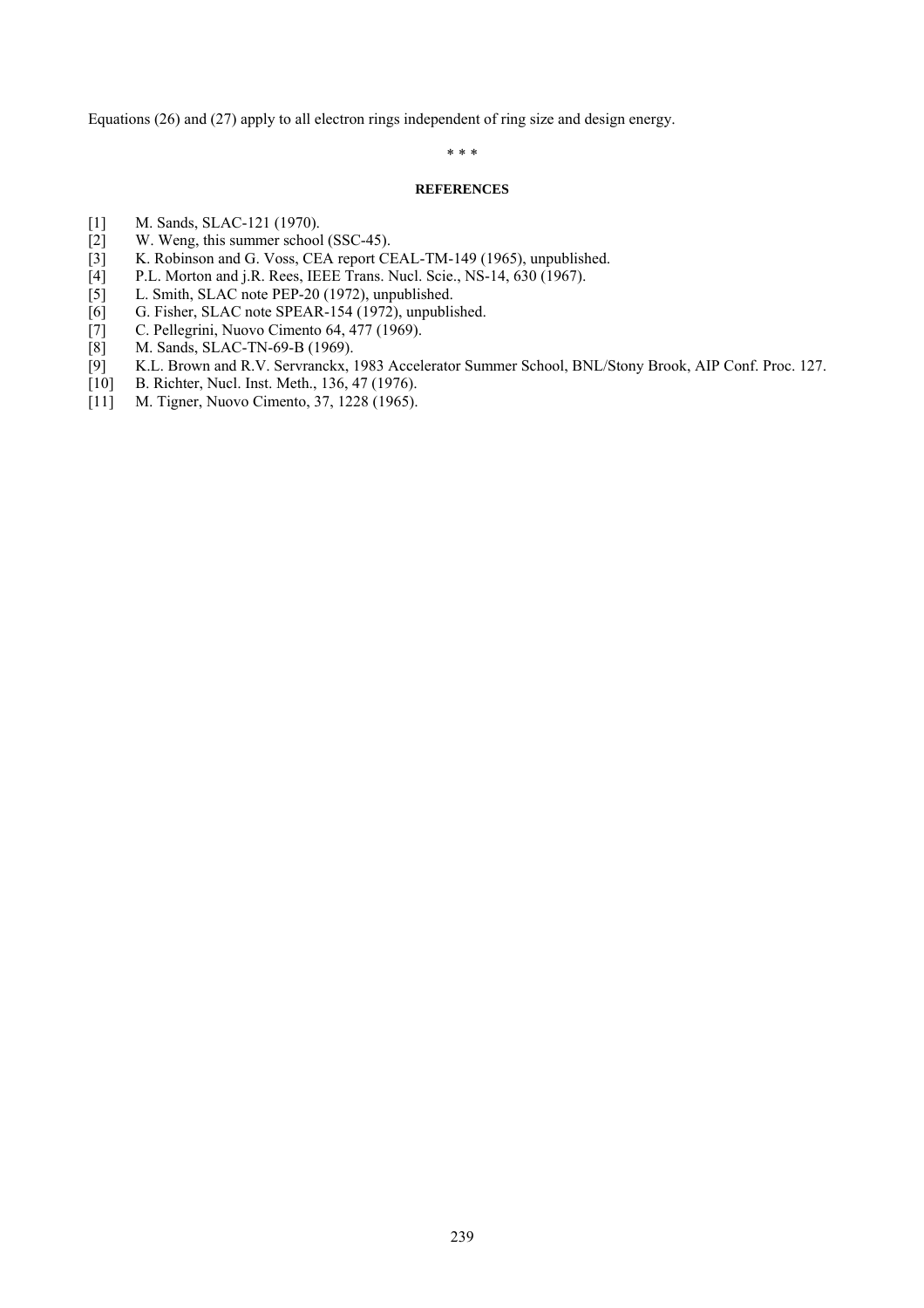Equations (26) and (27) apply to all electron rings independent of ring size and design energy.

\* \* \*

### REFERENCES

[1] M. Sands, SLAC-121 (1970).
[2] W. Weng, this summer school (SSC-45).
[3] K. Robinson and G. Voss, CEA report CEAL-TM-149 (1965), unpublished.
[4] P.L. Morton and j.R. Rees, IEEE Trans. Nucl. Scie., NS-14, 630 (1967).
[5] L. Smith, SLAC note PEP-20 (1972), unpublished.
[6] G. Fisher, SLAC note SPEAR-154 (1972), unpublished.
[7] C. Pellegrini, Nuovo Cimento 64, 477 (1969).
[8] M. Sands, SLAC-TN-69-B (1969).
[9] K.L. Brown and R.V. Servranckx, 1983 Accelerator Summer School, BNL/Stony Brook, AIP Conf. Proc. 127.
[10] B. Richter, Nucl. Inst. Meth., 136, 47 (1976).
[11] M. Tigner, Nuovo Cimento, 37, 1228 (1965).